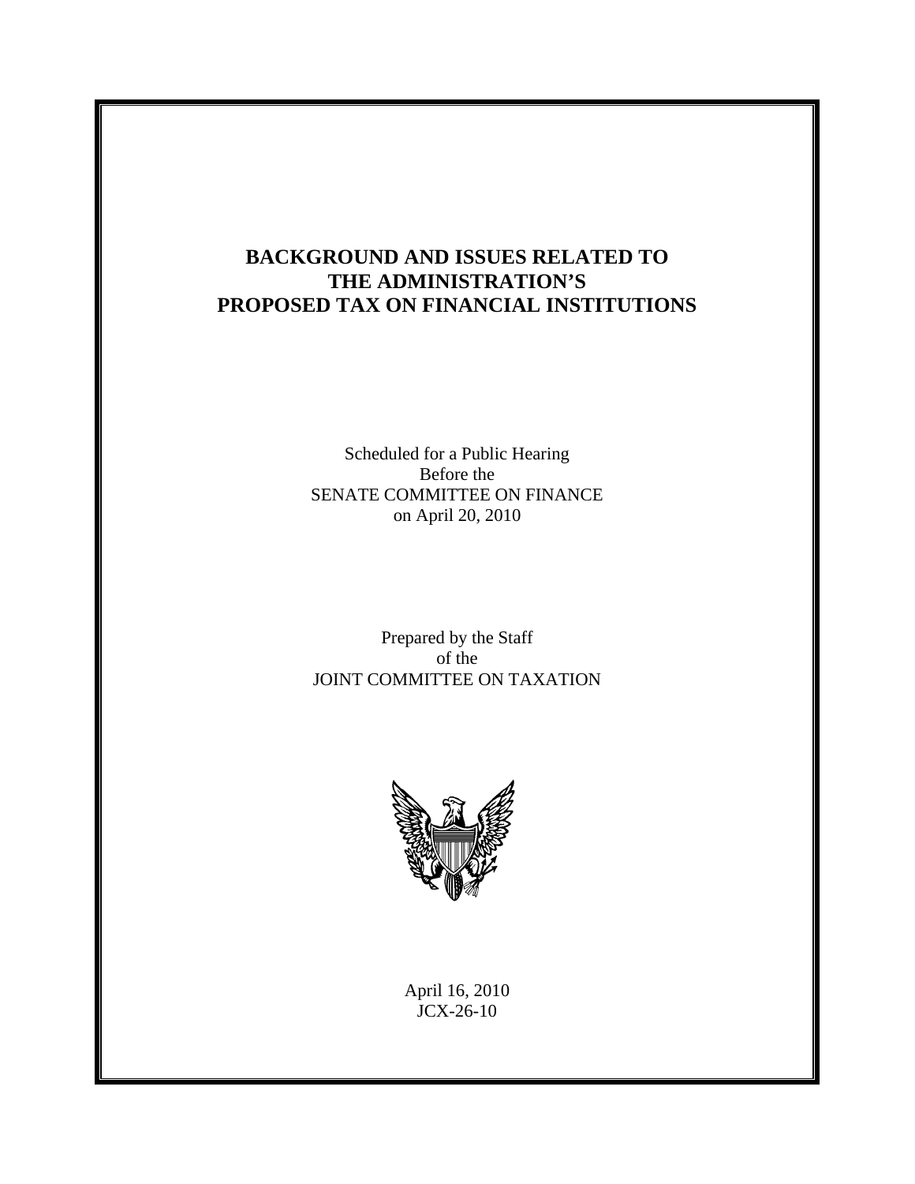# BACKGROUND AND ISSUES RELATED TO THE ADMINISTRATION'S PROPOSED TAX ON FINANCIAL INSTITUTIONS

Scheduled for a Public Hearing
Before the
SENATE COMMITTEE ON FINANCE
on April 20, 2010

Prepared by the Staff
of the
JOINT COMMITTEE ON TAXATION

April 16, 2010
JCX-26-10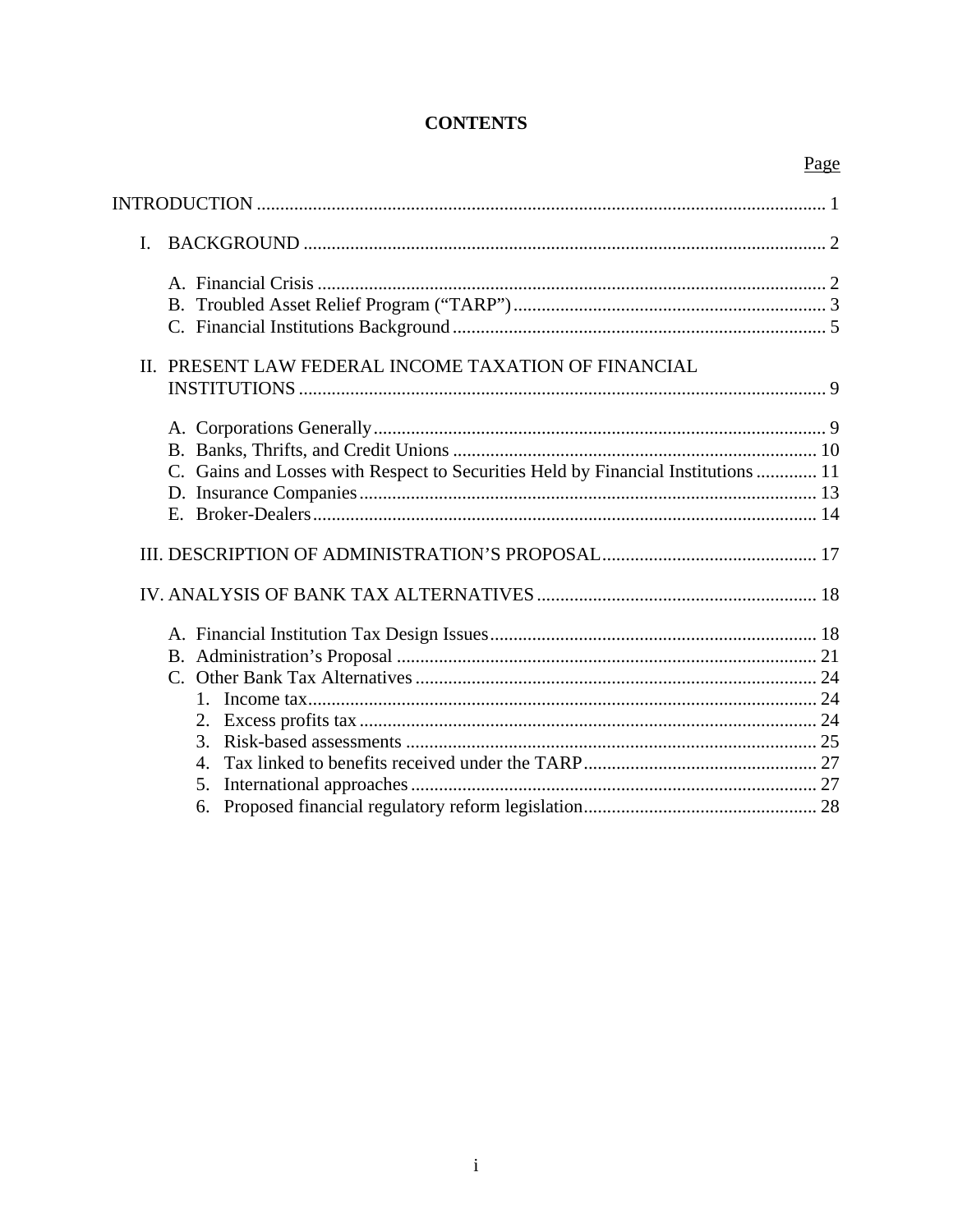# CONTENTS

| | Page |
|---|---|
| INTRODUCTION | 1 |
| I. BACKGROUND | 2 |
| A. Financial Crisis | 2 |
| B. Troubled Asset Relief Program (“TARP”) | 3 |
| C. Financial Institutions Background | 5 |
| II. PRESENT LAW FEDERAL INCOME TAXATION OF FINANCIAL INSTITUTIONS | 9 |
| A. Corporations Generally | 9 |
| B. Banks, Thrifts, and Credit Unions | 10 |
| C. Gains and Losses with Respect to Securities Held by Financial Institutions | 11 |
| D. Insurance Companies | 13 |
| E. Broker-Dealers | 14 |
| III. DESCRIPTION OF ADMINISTRATION’S PROPOSAL | 17 |
| IV. ANALYSIS OF BANK TAX ALTERNATIVES | 18 |
| A. Financial Institution Tax Design Issues | 18 |
| B. Administration’s Proposal | 21 |
| C. Other Bank Tax Alternatives | 24 |
| 1. Income tax | 24 |
| 2. Excess profits tax | 24 |
| 3. Risk-based assessments | 25 |
| 4. Tax linked to benefits received under the TARP | 27 |
| 5. International approaches | 27 |
| 6. Proposed financial regulatory reform legislation | 28 |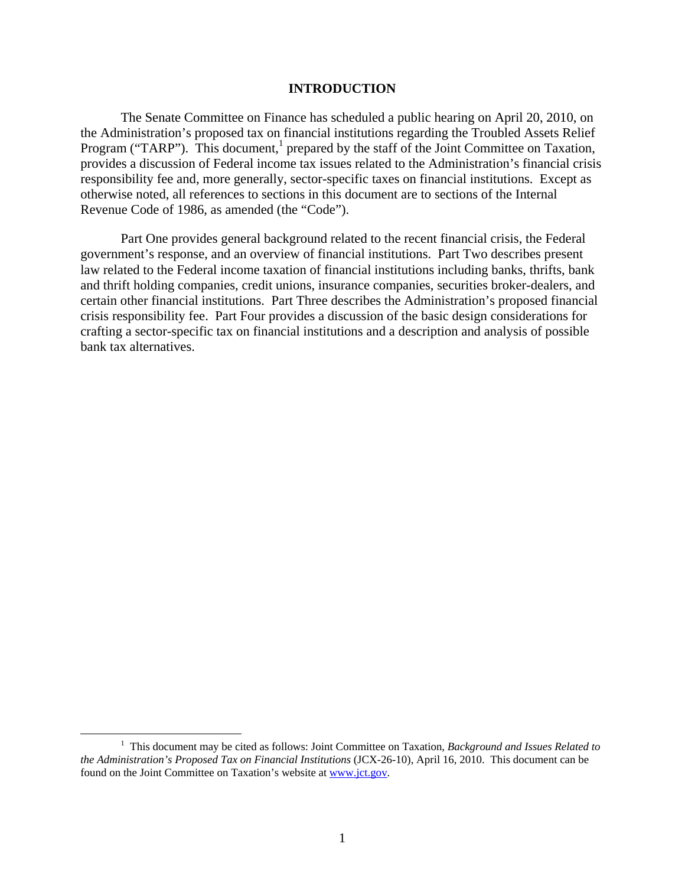# INTRODUCTION

The Senate Committee on Finance has scheduled a public hearing on April 20, 2010, on the Administration's proposed tax on financial institutions regarding the Troubled Assets Relief Program ("TARP"). This document,[1] prepared by the staff of the Joint Committee on Taxation, provides a discussion of Federal income tax issues related to the Administration's financial crisis responsibility fee and, more generally, sector-specific taxes on financial institutions. Except as otherwise noted, all references to sections in this document are to sections of the Internal Revenue Code of 1986, as amended (the "Code").

Part One provides general background related to the recent financial crisis, the Federal government's response, and an overview of financial institutions. Part Two describes present law related to the Federal income taxation of financial institutions including banks, thrifts, bank and thrift holding companies, credit unions, insurance companies, securities broker-dealers, and certain other financial institutions. Part Three describes the Administration's proposed financial crisis responsibility fee. Part Four provides a discussion of the basic design considerations for crafting a sector-specific tax on financial institutions and a description and analysis of possible bank tax alternatives.

[1] This document may be cited as follows: Joint Committee on Taxation, *Background and Issues Related to the Administration's Proposed Tax on Financial Institutions* (JCX-26-10), April 16, 2010. This document can be found on the Joint Committee on Taxation's website at www.jct.gov.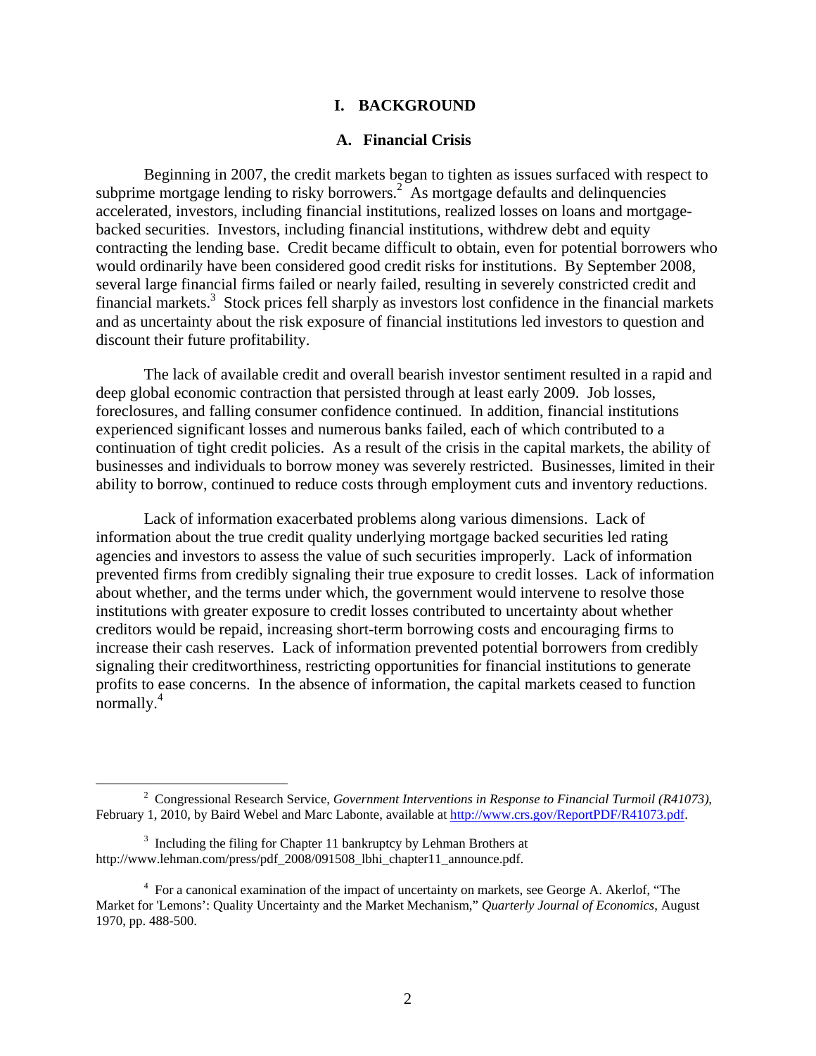# I. BACKGROUND

## A. Financial Crisis

Beginning in 2007, the credit markets began to tighten as issues surfaced with respect to subprime mortgage lending to risky borrowers.[2] As mortgage defaults and delinquencies accelerated, investors, including financial institutions, realized losses on loans and mortgage-backed securities. Investors, including financial institutions, withdrew debt and equity contracting the lending base. Credit became difficult to obtain, even for potential borrowers who would ordinarily have been considered good credit risks for institutions. By September 2008, several large financial firms failed or nearly failed, resulting in severely constricted credit and financial markets.[3] Stock prices fell sharply as investors lost confidence in the financial markets and as uncertainty about the risk exposure of financial institutions led investors to question and discount their future profitability.

The lack of available credit and overall bearish investor sentiment resulted in a rapid and deep global economic contraction that persisted through at least early 2009. Job losses, foreclosures, and falling consumer confidence continued. In addition, financial institutions experienced significant losses and numerous banks failed, each of which contributed to a continuation of tight credit policies. As a result of the crisis in the capital markets, the ability of businesses and individuals to borrow money was severely restricted. Businesses, limited in their ability to borrow, continued to reduce costs through employment cuts and inventory reductions.

Lack of information exacerbated problems along various dimensions. Lack of information about the true credit quality underlying mortgage backed securities led rating agencies and investors to assess the value of such securities improperly. Lack of information prevented firms from credibly signaling their true exposure to credit losses. Lack of information about whether, and the terms under which, the government would intervene to resolve those institutions with greater exposure to credit losses contributed to uncertainty about whether creditors would be repaid, increasing short-term borrowing costs and encouraging firms to increase their cash reserves. Lack of information prevented potential borrowers from credibly signaling their creditworthiness, restricting opportunities for financial institutions to generate profits to ease concerns. In the absence of information, the capital markets ceased to function normally.[4]

---

[2] Congressional Research Service, *Government Interventions in Response to Financial Turmoil (R41073)*, February 1, 2010, by Baird Webel and Marc Labonte, available at http://www.crs.gov/ReportPDF/R41073.pdf.

[3] Including the filing for Chapter 11 bankruptcy by Lehman Brothers at http://www.lehman.com/press/pdf_2008/091508_lbhi_chapter11_announce.pdf.

[4] For a canonical examination of the impact of uncertainty on markets, see George A. Akerlof, "The Market for 'Lemons': Quality Uncertainty and the Market Mechanism," *Quarterly Journal of Economics*, August 1970, pp. 488-500.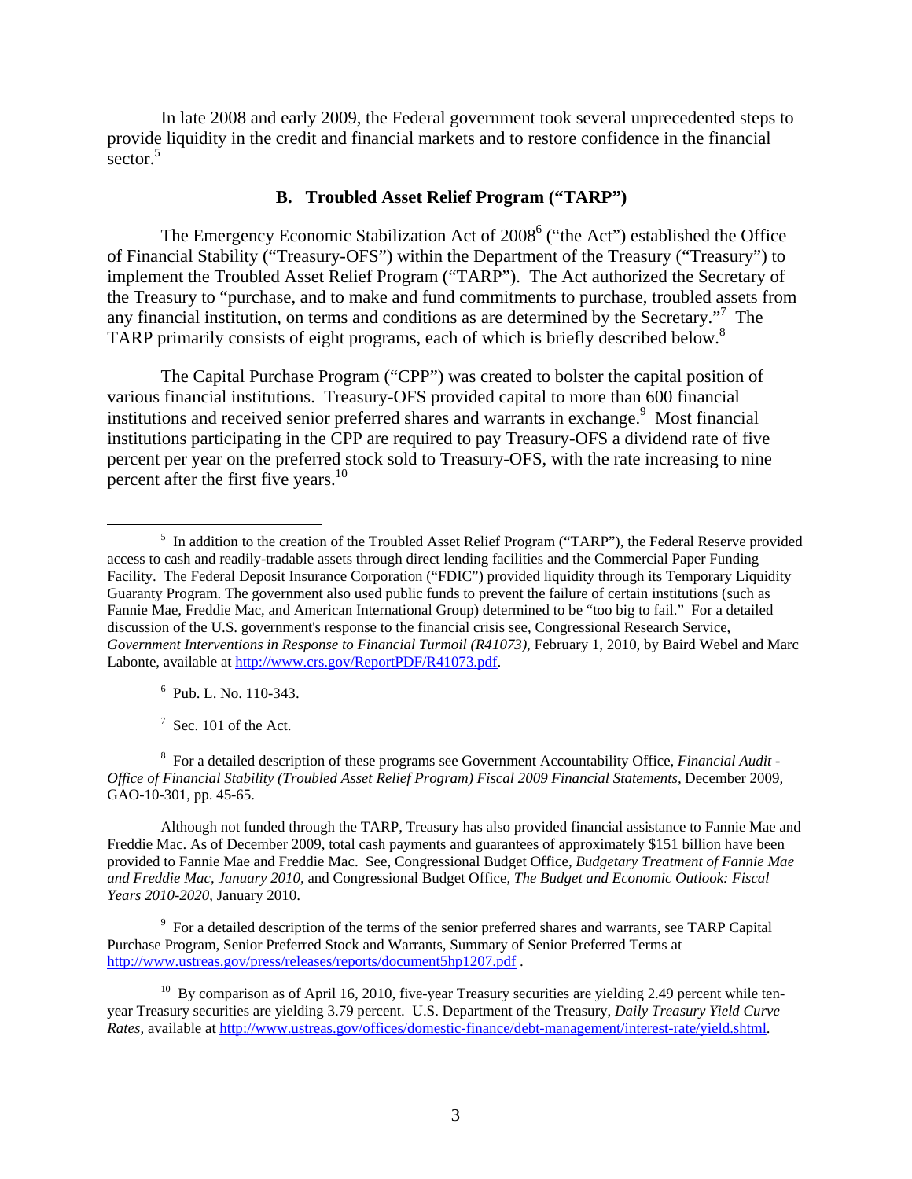In late 2008 and early 2009, the Federal government took several unprecedented steps to provide liquidity in the credit and financial markets and to restore confidence in the financial sector.[5]

### B. Troubled Asset Relief Program ("TARP")

The Emergency Economic Stabilization Act of 2008[6] ("the Act") established the Office of Financial Stability ("Treasury-OFS") within the Department of the Treasury ("Treasury") to implement the Troubled Asset Relief Program ("TARP"). The Act authorized the Secretary of the Treasury to "purchase, and to make and fund commitments to purchase, troubled assets from any financial institution, on terms and conditions as are determined by the Secretary."[7] The TARP primarily consists of eight programs, each of which is briefly described below.[8]

The Capital Purchase Program ("CPP") was created to bolster the capital position of various financial institutions. Treasury-OFS provided capital to more than 600 financial institutions and received senior preferred shares and warrants in exchange.[9] Most financial institutions participating in the CPP are required to pay Treasury-OFS a dividend rate of five percent per year on the preferred stock sold to Treasury-OFS, with the rate increasing to nine percent after the first five years.[10]

---

[5] In addition to the creation of the Troubled Asset Relief Program ("TARP"), the Federal Reserve provided access to cash and readily-tradable assets through direct lending facilities and the Commercial Paper Funding Facility. The Federal Deposit Insurance Corporation ("FDIC") provided liquidity through its Temporary Liquidity Guaranty Program. The government also used public funds to prevent the failure of certain institutions (such as Fannie Mae, Freddie Mac, and American International Group) determined to be "too big to fail." For a detailed discussion of the U.S. government's response to the financial crisis see, Congressional Research Service, *Government Interventions in Response to Financial Turmoil (R41073)*, February 1, 2010, by Baird Webel and Marc Labonte, available at http://www.crs.gov/ReportPDF/R41073.pdf.

[6] Pub. L. No. 110-343.

[7] Sec. 101 of the Act.

[8] For a detailed description of these programs see Government Accountability Office, *Financial Audit - Office of Financial Stability (Troubled Asset Relief Program) Fiscal 2009 Financial Statements*, December 2009, GAO-10-301, pp. 45-65.

Although not funded through the TARP, Treasury has also provided financial assistance to Fannie Mae and Freddie Mac. As of December 2009, total cash payments and guarantees of approximately $151 billion have been provided to Fannie Mae and Freddie Mac. See, Congressional Budget Office, *Budgetary Treatment of Fannie Mae and Freddie Mac, January 2010,* and Congressional Budget Office, *The Budget and Economic Outlook: Fiscal Years 2010-2020*, January 2010.

[9] For a detailed description of the terms of the senior preferred shares and warrants, see TARP Capital Purchase Program, Senior Preferred Stock and Warrants, Summary of Senior Preferred Terms at http://www.ustreas.gov/press/releases/reports/document5hp1207.pdf .

[10] By comparison as of April 16, 2010, five-year Treasury securities are yielding 2.49 percent while ten-year Treasury securities are yielding 3.79 percent. U.S. Department of the Treasury, *Daily Treasury Yield Curve Rates*, available at http://www.ustreas.gov/offices/domestic-finance/debt-management/interest-rate/yield.shtml.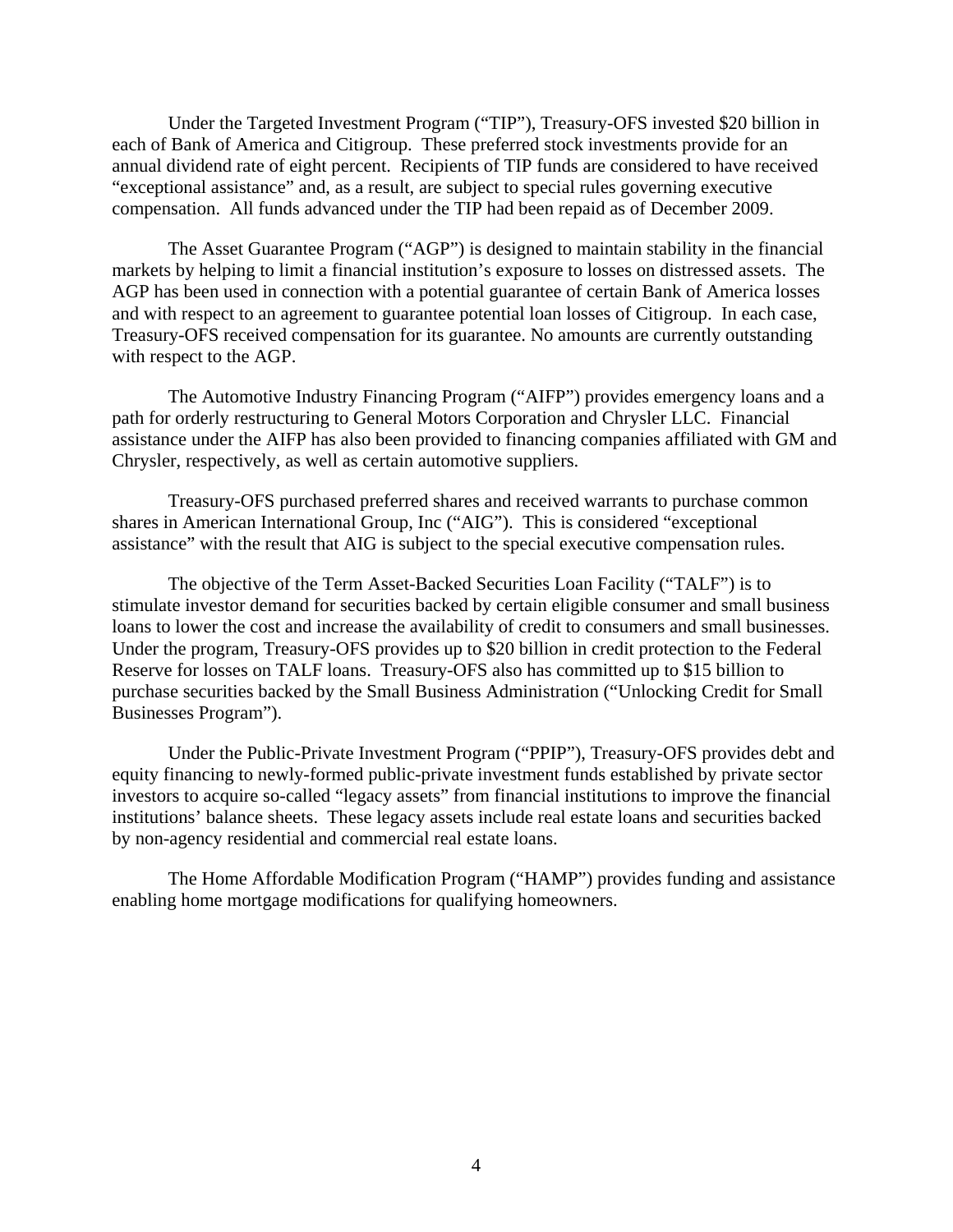Under the Targeted Investment Program ("TIP"), Treasury-OFS invested $20 billion in each of Bank of America and Citigroup. These preferred stock investments provide for an annual dividend rate of eight percent. Recipients of TIP funds are considered to have received "exceptional assistance" and, as a result, are subject to special rules governing executive compensation. All funds advanced under the TIP had been repaid as of December 2009.

The Asset Guarantee Program ("AGP") is designed to maintain stability in the financial markets by helping to limit a financial institution's exposure to losses on distressed assets. The AGP has been used in connection with a potential guarantee of certain Bank of America losses and with respect to an agreement to guarantee potential loan losses of Citigroup. In each case, Treasury-OFS received compensation for its guarantee. No amounts are currently outstanding with respect to the AGP.

The Automotive Industry Financing Program ("AIFP") provides emergency loans and a path for orderly restructuring to General Motors Corporation and Chrysler LLC. Financial assistance under the AIFP has also been provided to financing companies affiliated with GM and Chrysler, respectively, as well as certain automotive suppliers.

Treasury-OFS purchased preferred shares and received warrants to purchase common shares in American International Group, Inc ("AIG"). This is considered "exceptional assistance" with the result that AIG is subject to the special executive compensation rules.

The objective of the Term Asset-Backed Securities Loan Facility ("TALF") is to stimulate investor demand for securities backed by certain eligible consumer and small business loans to lower the cost and increase the availability of credit to consumers and small businesses. Under the program, Treasury-OFS provides up to $20 billion in credit protection to the Federal Reserve for losses on TALF loans. Treasury-OFS also has committed up to $15 billion to purchase securities backed by the Small Business Administration ("Unlocking Credit for Small Businesses Program").

Under the Public-Private Investment Program ("PPIP"), Treasury-OFS provides debt and equity financing to newly-formed public-private investment funds established by private sector investors to acquire so-called "legacy assets" from financial institutions to improve the financial institutions' balance sheets. These legacy assets include real estate loans and securities backed by non-agency residential and commercial real estate loans.

The Home Affordable Modification Program ("HAMP") provides funding and assistance enabling home mortgage modifications for qualifying homeowners.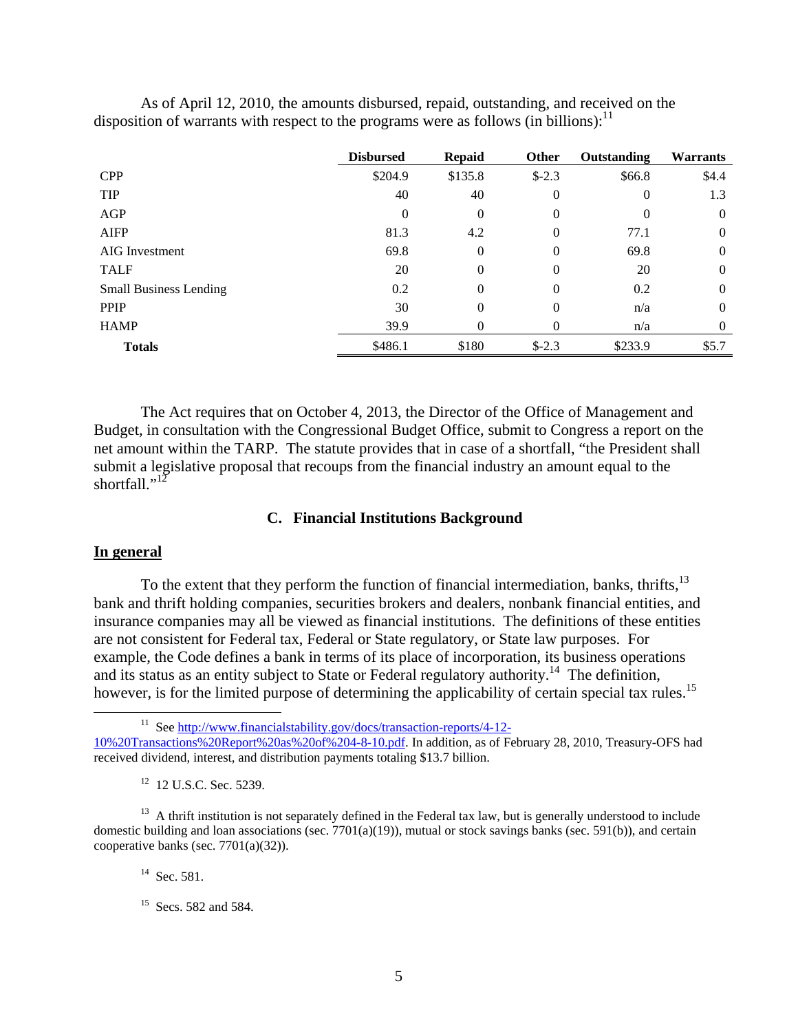As of April 12, 2010, the amounts disbursed, repaid, outstanding, and received on the disposition of warrants with respect to the programs were as follows (in billions):[11]

| | Disbursed | Repaid | Other | Outstanding | Warrants |
|---|---|---|---|---|---|
| CPP | $204.9 | $135.8 | $-2.3 | $66.8 | $4.4 |
| TIP | 40 | 40 | 0 | 0 | 1.3 |
| AGP | 0 | 0 | 0 | 0 | 0 |
| AIFP | 81.3 | 4.2 | 0 | 77.1 | 0 |
| AIG Investment | 69.8 | 0 | 0 | 69.8 | 0 |
| TALF | 20 | 0 | 0 | 20 | 0 |
| Small Business Lending | 0.2 | 0 | 0 | 0.2 | 0 |
| PPIP | 30 | 0 | 0 | n/a | 0 |
| HAMP | 39.9 | 0 | 0 | n/a | 0 |
| **Totals** | $486.1 | $180 | $-2.3 | $233.9 | $5.7 |

The Act requires that on October 4, 2013, the Director of the Office of Management and Budget, in consultation with the Congressional Budget Office, submit to Congress a report on the net amount within the TARP. The statute provides that in case of a shortfall, "the President shall submit a legislative proposal that recoups from the financial industry an amount equal to the shortfall."[12]

### C. Financial Institutions Background

**In general**

To the extent that they perform the function of financial intermediation, banks, thrifts,[13] bank and thrift holding companies, securities brokers and dealers, nonbank financial entities, and insurance companies may all be viewed as financial institutions. The definitions of these entities are not consistent for Federal tax, Federal or State regulatory, or State law purposes. For example, the Code defines a bank in terms of its place of incorporation, its business operations and its status as an entity subject to State or Federal regulatory authority.[14] The definition, however, is for the limited purpose of determining the applicability of certain special tax rules.[15]

---

[11] See http://www.financialstability.gov/docs/transaction-reports/4-12-10%20Transactions%20Report%20as%20of%204-8-10.pdf. In addition, as of February 28, 2010, Treasury-OFS had received dividend, interest, and distribution payments totaling $13.7 billion.

[12] 12 U.S.C. Sec. 5239.

[13] A thrift institution is not separately defined in the Federal tax law, but is generally understood to include domestic building and loan associations (sec. 7701(a)(19)), mutual or stock savings banks (sec. 591(b)), and certain cooperative banks (sec. 7701(a)(32)).

[14] Sec. 581.

[15] Secs. 582 and 584.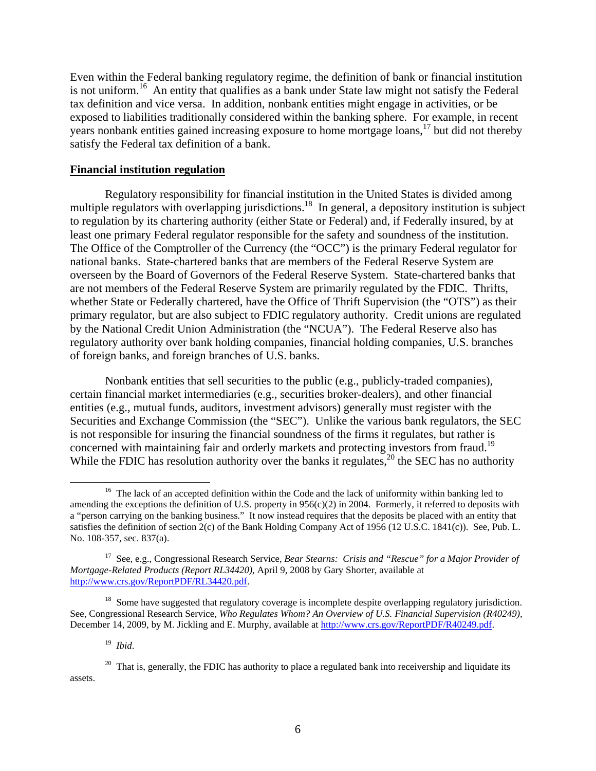Even within the Federal banking regulatory regime, the definition of bank or financial institution is not uniform.[16] An entity that qualifies as a bank under State law might not satisfy the Federal tax definition and vice versa. In addition, nonbank entities might engage in activities, or be exposed to liabilities traditionally considered within the banking sphere. For example, in recent years nonbank entities gained increasing exposure to home mortgage loans,[17] but did not thereby satisfy the Federal tax definition of a bank.

**Financial institution regulation**

Regulatory responsibility for financial institution in the United States is divided among multiple regulators with overlapping jurisdictions.[18] In general, a depository institution is subject to regulation by its chartering authority (either State or Federal) and, if Federally insured, by at least one primary Federal regulator responsible for the safety and soundness of the institution. The Office of the Comptroller of the Currency (the "OCC") is the primary Federal regulator for national banks. State-chartered banks that are members of the Federal Reserve System are overseen by the Board of Governors of the Federal Reserve System. State-chartered banks that are not members of the Federal Reserve System are primarily regulated by the FDIC. Thrifts, whether State or Federally chartered, have the Office of Thrift Supervision (the "OTS") as their primary regulator, but are also subject to FDIC regulatory authority. Credit unions are regulated by the National Credit Union Administration (the "NCUA"). The Federal Reserve also has regulatory authority over bank holding companies, financial holding companies, U.S. branches of foreign banks, and foreign branches of U.S. banks.

Nonbank entities that sell securities to the public (e.g., publicly-traded companies), certain financial market intermediaries (e.g., securities broker-dealers), and other financial entities (e.g., mutual funds, auditors, investment advisors) generally must register with the Securities and Exchange Commission (the "SEC"). Unlike the various bank regulators, the SEC is not responsible for insuring the financial soundness of the firms it regulates, but rather is concerned with maintaining fair and orderly markets and protecting investors from fraud.[19] While the FDIC has resolution authority over the banks it regulates,[20] the SEC has no authority

---

[16] The lack of an accepted definition within the Code and the lack of uniformity within banking led to amending the exceptions the definition of U.S. property in 956(c)(2) in 2004. Formerly, it referred to deposits with a "person carrying on the banking business." It now instead requires that the deposits be placed with an entity that satisfies the definition of section 2(c) of the Bank Holding Company Act of 1956 (12 U.S.C. 1841(c)). See, Pub. L. No. 108-357, sec. 837(a).

[17] See, e.g., Congressional Research Service, *Bear Stearns: Crisis and "Rescue" for a Major Provider of Mortgage-Related Products (Report RL34420)*, April 9, 2008 by Gary Shorter, available at http://www.crs.gov/ReportPDF/RL34420.pdf.

[18] Some have suggested that regulatory coverage is incomplete despite overlapping regulatory jurisdiction. See, Congressional Research Service, *Who Regulates Whom? An Overview of U.S. Financial Supervision (R40249)*, December 14, 2009, by M. Jickling and E. Murphy, available at http://www.crs.gov/ReportPDF/R40249.pdf.

[19] *Ibid*.

[20] That is, generally, the FDIC has authority to place a regulated bank into receivership and liquidate its assets.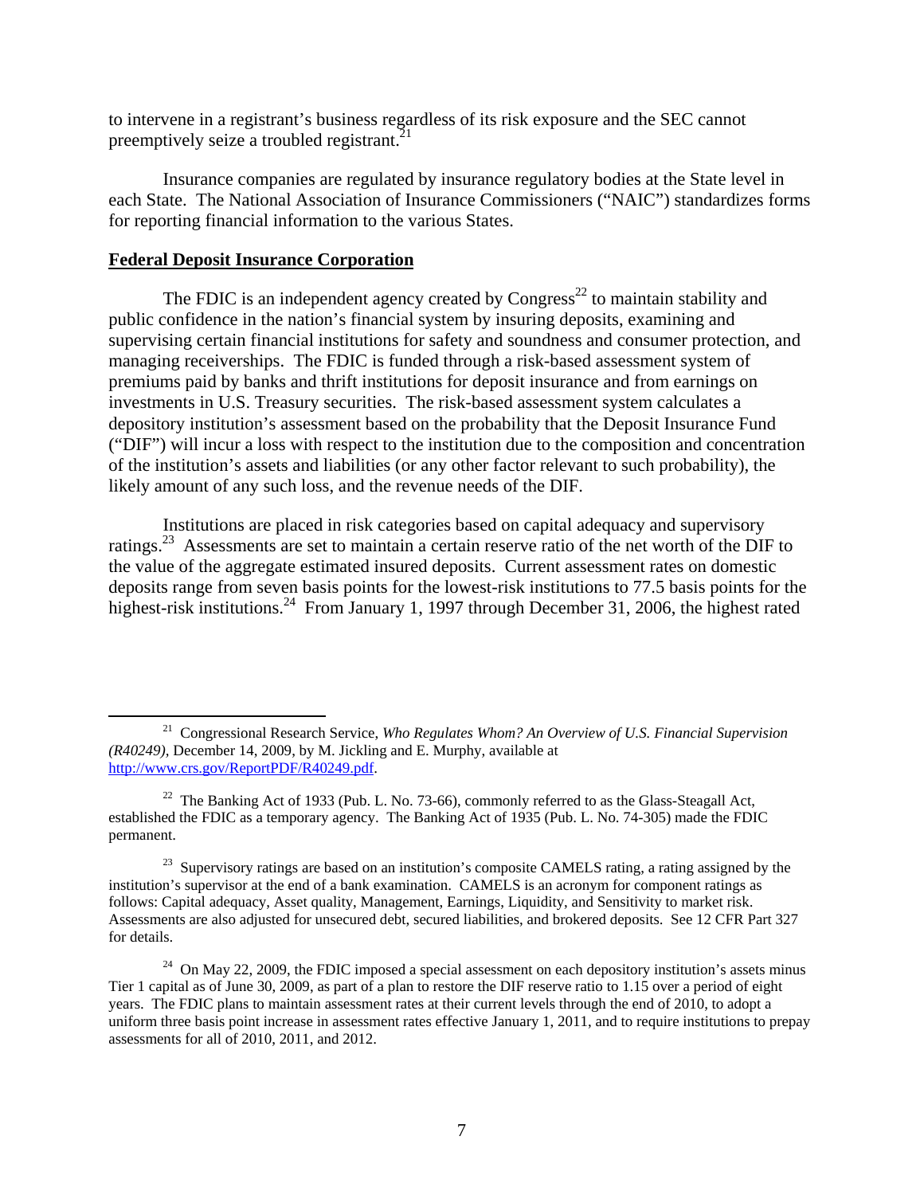to intervene in a registrant's business regardless of its risk exposure and the SEC cannot preemptively seize a troubled registrant.[21]

Insurance companies are regulated by insurance regulatory bodies at the State level in each State. The National Association of Insurance Commissioners ("NAIC") standardizes forms for reporting financial information to the various States.

**Federal Deposit Insurance Corporation**

The FDIC is an independent agency created by Congress[22] to maintain stability and public confidence in the nation's financial system by insuring deposits, examining and supervising certain financial institutions for safety and soundness and consumer protection, and managing receiverships. The FDIC is funded through a risk-based assessment system of premiums paid by banks and thrift institutions for deposit insurance and from earnings on investments in U.S. Treasury securities. The risk-based assessment system calculates a depository institution's assessment based on the probability that the Deposit Insurance Fund ("DIF") will incur a loss with respect to the institution due to the composition and concentration of the institution's assets and liabilities (or any other factor relevant to such probability), the likely amount of any such loss, and the revenue needs of the DIF.

Institutions are placed in risk categories based on capital adequacy and supervisory ratings.[23] Assessments are set to maintain a certain reserve ratio of the net worth of the DIF to the value of the aggregate estimated insured deposits. Current assessment rates on domestic deposits range from seven basis points for the lowest-risk institutions to 77.5 basis points for the highest-risk institutions.[24] From January 1, 1997 through December 31, 2006, the highest rated

---

[21] Congressional Research Service, *Who Regulates Whom? An Overview of U.S. Financial Supervision (R40249)*, December 14, 2009, by M. Jickling and E. Murphy, available at http://www.crs.gov/ReportPDF/R40249.pdf.

[22] The Banking Act of 1933 (Pub. L. No. 73-66), commonly referred to as the Glass-Steagall Act, established the FDIC as a temporary agency. The Banking Act of 1935 (Pub. L. No. 74-305) made the FDIC permanent.

[23] Supervisory ratings are based on an institution's composite CAMELS rating, a rating assigned by the institution's supervisor at the end of a bank examination. CAMELS is an acronym for component ratings as follows: Capital adequacy, Asset quality, Management, Earnings, Liquidity, and Sensitivity to market risk. Assessments are also adjusted for unsecured debt, secured liabilities, and brokered deposits. See 12 CFR Part 327 for details.

[24] On May 22, 2009, the FDIC imposed a special assessment on each depository institution's assets minus Tier 1 capital as of June 30, 2009, as part of a plan to restore the DIF reserve ratio to 1.15 over a period of eight years. The FDIC plans to maintain assessment rates at their current levels through the end of 2010, to adopt a uniform three basis point increase in assessment rates effective January 1, 2011, and to require institutions to prepay assessments for all of 2010, 2011, and 2012.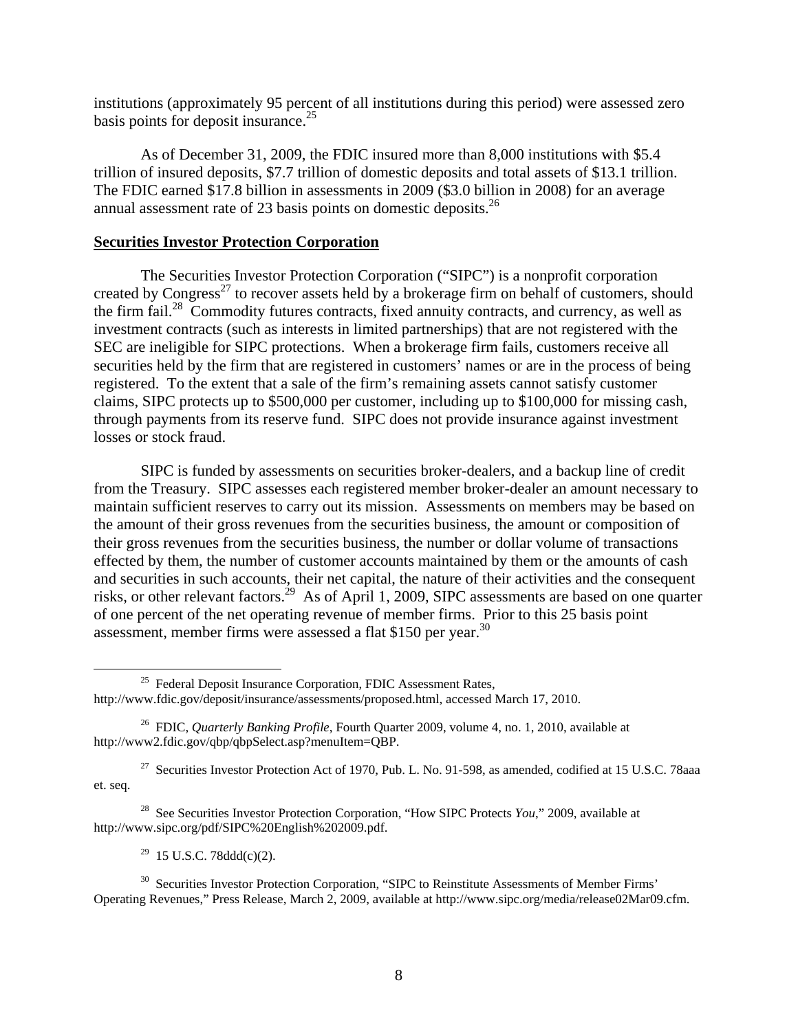institutions (approximately 95 percent of all institutions during this period) were assessed zero basis points for deposit insurance.[25]

As of December 31, 2009, the FDIC insured more than 8,000 institutions with $5.4 trillion of insured deposits, $7.7 trillion of domestic deposits and total assets of $13.1 trillion. The FDIC earned $17.8 billion in assessments in 2009 ($3.0 billion in 2008) for an average annual assessment rate of 23 basis points on domestic deposits.[26]

**Securities Investor Protection Corporation**

The Securities Investor Protection Corporation ("SIPC") is a nonprofit corporation created by Congress[27] to recover assets held by a brokerage firm on behalf of customers, should the firm fail.[28] Commodity futures contracts, fixed annuity contracts, and currency, as well as investment contracts (such as interests in limited partnerships) that are not registered with the SEC are ineligible for SIPC protections. When a brokerage firm fails, customers receive all securities held by the firm that are registered in customers' names or are in the process of being registered. To the extent that a sale of the firm's remaining assets cannot satisfy customer claims, SIPC protects up to $500,000 per customer, including up to $100,000 for missing cash, through payments from its reserve fund. SIPC does not provide insurance against investment losses or stock fraud.

SIPC is funded by assessments on securities broker-dealers, and a backup line of credit from the Treasury. SIPC assesses each registered member broker-dealer an amount necessary to maintain sufficient reserves to carry out its mission. Assessments on members may be based on the amount of their gross revenues from the securities business, the amount or composition of their gross revenues from the securities business, the number or dollar volume of transactions effected by them, the number of customer accounts maintained by them or the amounts of cash and securities in such accounts, their net capital, the nature of their activities and the consequent risks, or other relevant factors.[29] As of April 1, 2009, SIPC assessments are based on one quarter of one percent of the net operating revenue of member firms. Prior to this 25 basis point assessment, member firms were assessed a flat $150 per year.[30]

---

[25] Federal Deposit Insurance Corporation, FDIC Assessment Rates, http://www.fdic.gov/deposit/insurance/assessments/proposed.html, accessed March 17, 2010.

[26] FDIC, *Quarterly Banking Profile*, Fourth Quarter 2009, volume 4, no. 1, 2010, available at http://www2.fdic.gov/qbp/qbpSelect.asp?menuItem=QBP.

[27] Securities Investor Protection Act of 1970, Pub. L. No. 91-598, as amended, codified at 15 U.S.C. 78aaa et. seq.

[28] See Securities Investor Protection Corporation, "How SIPC Protects *You*," 2009, available at http://www.sipc.org/pdf/SIPC%20English%202009.pdf.

[29] 15 U.S.C. 78ddd(c)(2).

[30] Securities Investor Protection Corporation, "SIPC to Reinstitute Assessments of Member Firms' Operating Revenues," Press Release, March 2, 2009, available at http://www.sipc.org/media/release02Mar09.cfm.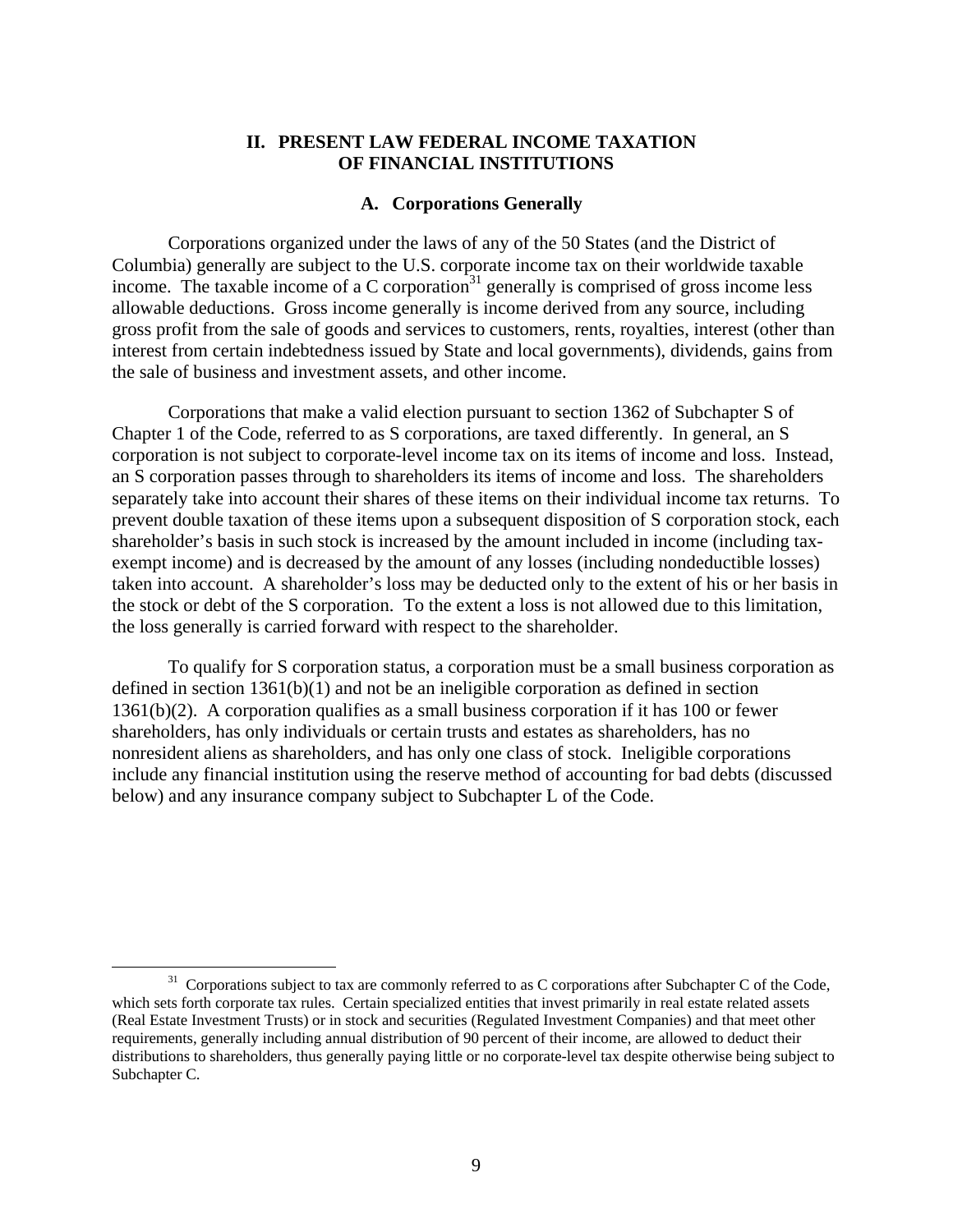## II. PRESENT LAW FEDERAL INCOME TAXATION OF FINANCIAL INSTITUTIONS

### A. Corporations Generally

Corporations organized under the laws of any of the 50 States (and the District of Columbia) generally are subject to the U.S. corporate income tax on their worldwide taxable income. The taxable income of a C corporation[31] generally is comprised of gross income less allowable deductions. Gross income generally is income derived from any source, including gross profit from the sale of goods and services to customers, rents, royalties, interest (other than interest from certain indebtedness issued by State and local governments), dividends, gains from the sale of business and investment assets, and other income.

Corporations that make a valid election pursuant to section 1362 of Subchapter S of Chapter 1 of the Code, referred to as S corporations, are taxed differently. In general, an S corporation is not subject to corporate-level income tax on its items of income and loss. Instead, an S corporation passes through to shareholders its items of income and loss. The shareholders separately take into account their shares of these items on their individual income tax returns. To prevent double taxation of these items upon a subsequent disposition of S corporation stock, each shareholder's basis in such stock is increased by the amount included in income (including tax-exempt income) and is decreased by the amount of any losses (including nondeductible losses) taken into account. A shareholder's loss may be deducted only to the extent of his or her basis in the stock or debt of the S corporation. To the extent a loss is not allowed due to this limitation, the loss generally is carried forward with respect to the shareholder.

To qualify for S corporation status, a corporation must be a small business corporation as defined in section 1361(b)(1) and not be an ineligible corporation as defined in section 1361(b)(2). A corporation qualifies as a small business corporation if it has 100 or fewer shareholders, has only individuals or certain trusts and estates as shareholders, has no nonresident aliens as shareholders, and has only one class of stock. Ineligible corporations include any financial institution using the reserve method of accounting for bad debts (discussed below) and any insurance company subject to Subchapter L of the Code.

[31] Corporations subject to tax are commonly referred to as C corporations after Subchapter C of the Code, which sets forth corporate tax rules. Certain specialized entities that invest primarily in real estate related assets (Real Estate Investment Trusts) or in stock and securities (Regulated Investment Companies) and that meet other requirements, generally including annual distribution of 90 percent of their income, are allowed to deduct their distributions to shareholders, thus generally paying little or no corporate-level tax despite otherwise being subject to Subchapter C.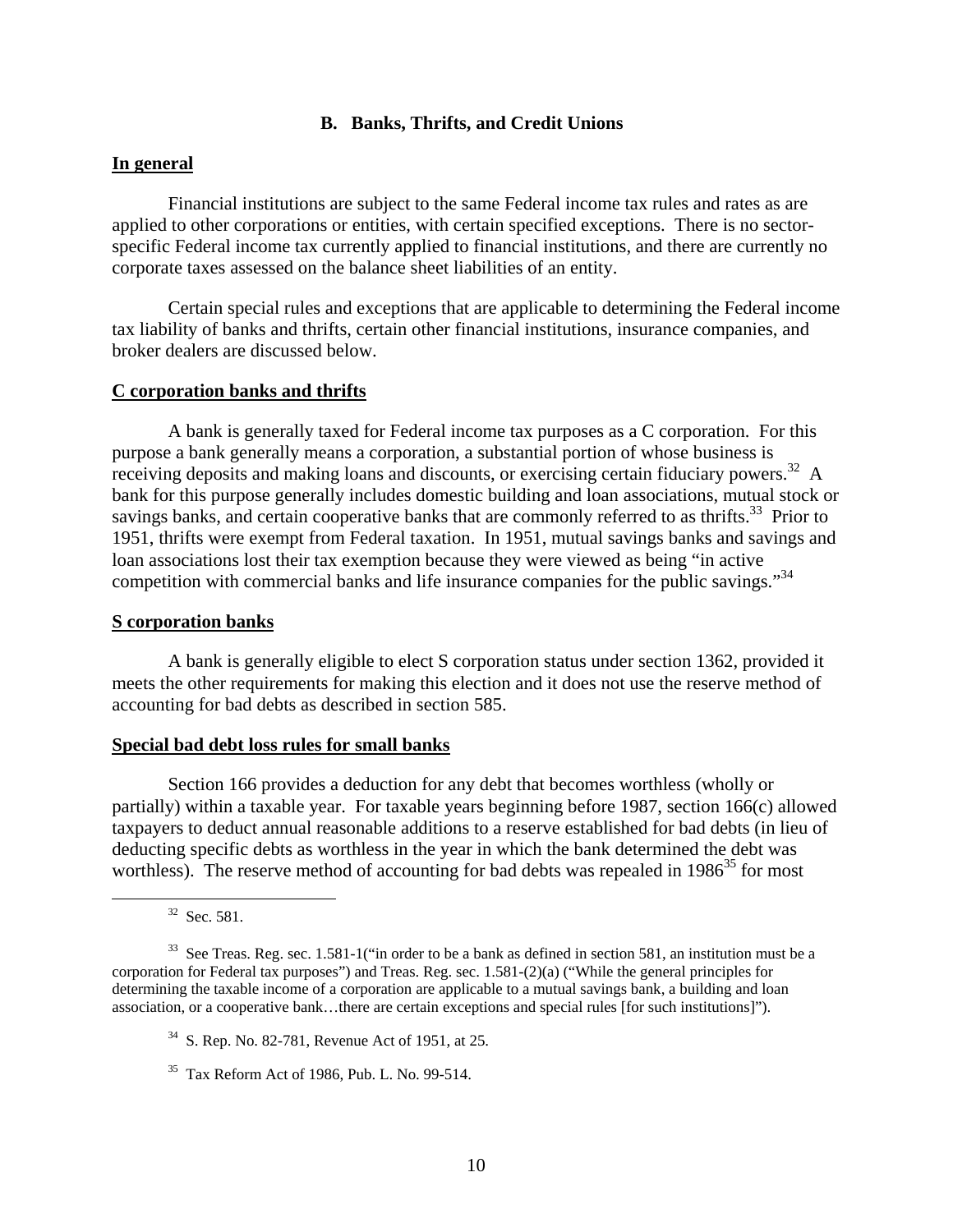## B. Banks, Thrifts, and Credit Unions

**In general**

Financial institutions are subject to the same Federal income tax rules and rates as are applied to other corporations or entities, with certain specified exceptions. There is no sector-specific Federal income tax currently applied to financial institutions, and there are currently no corporate taxes assessed on the balance sheet liabilities of an entity.

Certain special rules and exceptions that are applicable to determining the Federal income tax liability of banks and thrifts, certain other financial institutions, insurance companies, and broker dealers are discussed below.

**C corporation banks and thrifts**

A bank is generally taxed for Federal income tax purposes as a C corporation. For this purpose a bank generally means a corporation, a substantial portion of whose business is receiving deposits and making loans and discounts, or exercising certain fiduciary powers.[32] A bank for this purpose generally includes domestic building and loan associations, mutual stock or savings banks, and certain cooperative banks that are commonly referred to as thrifts.[33] Prior to 1951, thrifts were exempt from Federal taxation. In 1951, mutual savings banks and savings and loan associations lost their tax exemption because they were viewed as being "in active competition with commercial banks and life insurance companies for the public savings."[34]

**S corporation banks**

A bank is generally eligible to elect S corporation status under section 1362, provided it meets the other requirements for making this election and it does not use the reserve method of accounting for bad debts as described in section 585.

**Special bad debt loss rules for small banks**

Section 166 provides a deduction for any debt that becomes worthless (wholly or partially) within a taxable year. For taxable years beginning before 1987, section 166(c) allowed taxpayers to deduct annual reasonable additions to a reserve established for bad debts (in lieu of deducting specific debts as worthless in the year in which the bank determined the debt was worthless). The reserve method of accounting for bad debts was repealed in 1986[35] for most

---

[32] Sec. 581.

[33] See Treas. Reg. sec. 1.581-1("in order to be a bank as defined in section 581, an institution must be a corporation for Federal tax purposes") and Treas. Reg. sec. 1.581-(2)(a) ("While the general principles for determining the taxable income of a corporation are applicable to a mutual savings bank, a building and loan association, or a cooperative bank…there are certain exceptions and special rules [for such institutions]").

[34] S. Rep. No. 82-781, Revenue Act of 1951, at 25.

[35] Tax Reform Act of 1986, Pub. L. No. 99-514.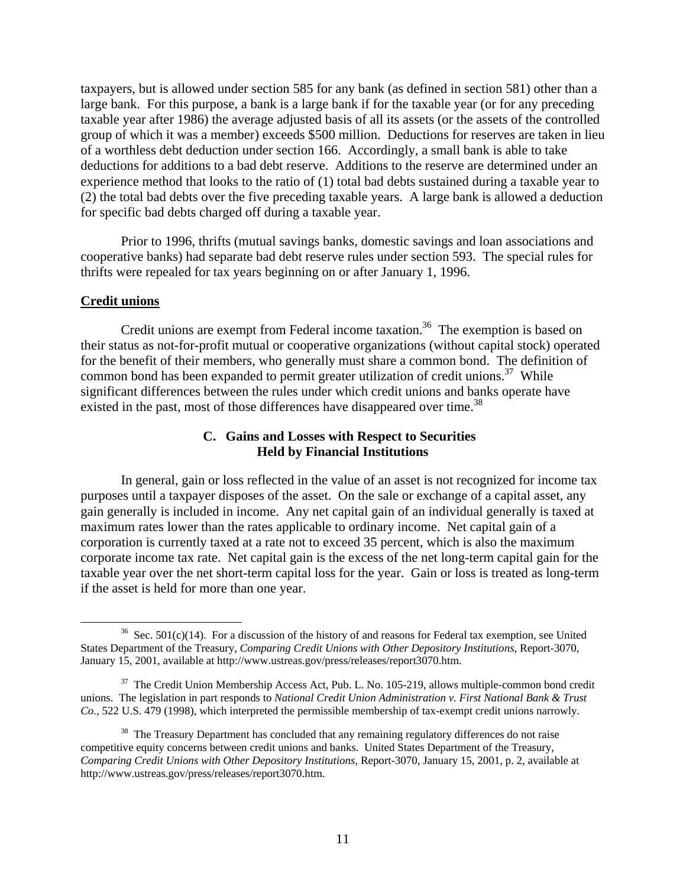taxpayers, but is allowed under section 585 for any bank (as defined in section 581) other than a large bank. For this purpose, a bank is a large bank if for the taxable year (or for any preceding taxable year after 1986) the average adjusted basis of all its assets (or the assets of the controlled group of which it was a member) exceeds $500 million. Deductions for reserves are taken in lieu of a worthless debt deduction under section 166. Accordingly, a small bank is able to take deductions for additions to a bad debt reserve. Additions to the reserve are determined under an experience method that looks to the ratio of (1) total bad debts sustained during a taxable year to (2) the total bad debts over the five preceding taxable years. A large bank is allowed a deduction for specific bad debts charged off during a taxable year.

Prior to 1996, thrifts (mutual savings banks, domestic savings and loan associations and cooperative banks) had separate bad debt reserve rules under section 593. The special rules for thrifts were repealed for tax years beginning on or after January 1, 1996.

**Credit unions**

Credit unions are exempt from Federal income taxation.[36] The exemption is based on their status as not-for-profit mutual or cooperative organizations (without capital stock) operated for the benefit of their members, who generally must share a common bond. The definition of common bond has been expanded to permit greater utilization of credit unions.[37] While significant differences between the rules under which credit unions and banks operate have existed in the past, most of those differences have disappeared over time.[38]

### C. Gains and Losses with Respect to Securities Held by Financial Institutions

In general, gain or loss reflected in the value of an asset is not recognized for income tax purposes until a taxpayer disposes of the asset. On the sale or exchange of a capital asset, any gain generally is included in income. Any net capital gain of an individual generally is taxed at maximum rates lower than the rates applicable to ordinary income. Net capital gain of a corporation is currently taxed at a rate not to exceed 35 percent, which is also the maximum corporate income tax rate. Net capital gain is the excess of the net long-term capital gain for the taxable year over the net short-term capital loss for the year. Gain or loss is treated as long-term if the asset is held for more than one year.

---

[36] Sec. 501(c)(14). For a discussion of the history of and reasons for Federal tax exemption, see United States Department of the Treasury, *Comparing Credit Unions with Other Depository Institutions,* Report-3070, January 15, 2001, available at http://www.ustreas.gov/press/releases/report3070.htm.

[37] The Credit Union Membership Access Act, Pub. L. No. 105-219, allows multiple-common bond credit unions. The legislation in part responds to *National Credit Union Administration v. First National Bank & Trust Co.,* 522 U.S. 479 (1998), which interpreted the permissible membership of tax-exempt credit unions narrowly.

[38] The Treasury Department has concluded that any remaining regulatory differences do not raise competitive equity concerns between credit unions and banks. United States Department of the Treasury, *Comparing Credit Unions with Other Depository Institutions,* Report-3070, January 15, 2001, p. 2, available at http://www.ustreas.gov/press/releases/report3070.htm.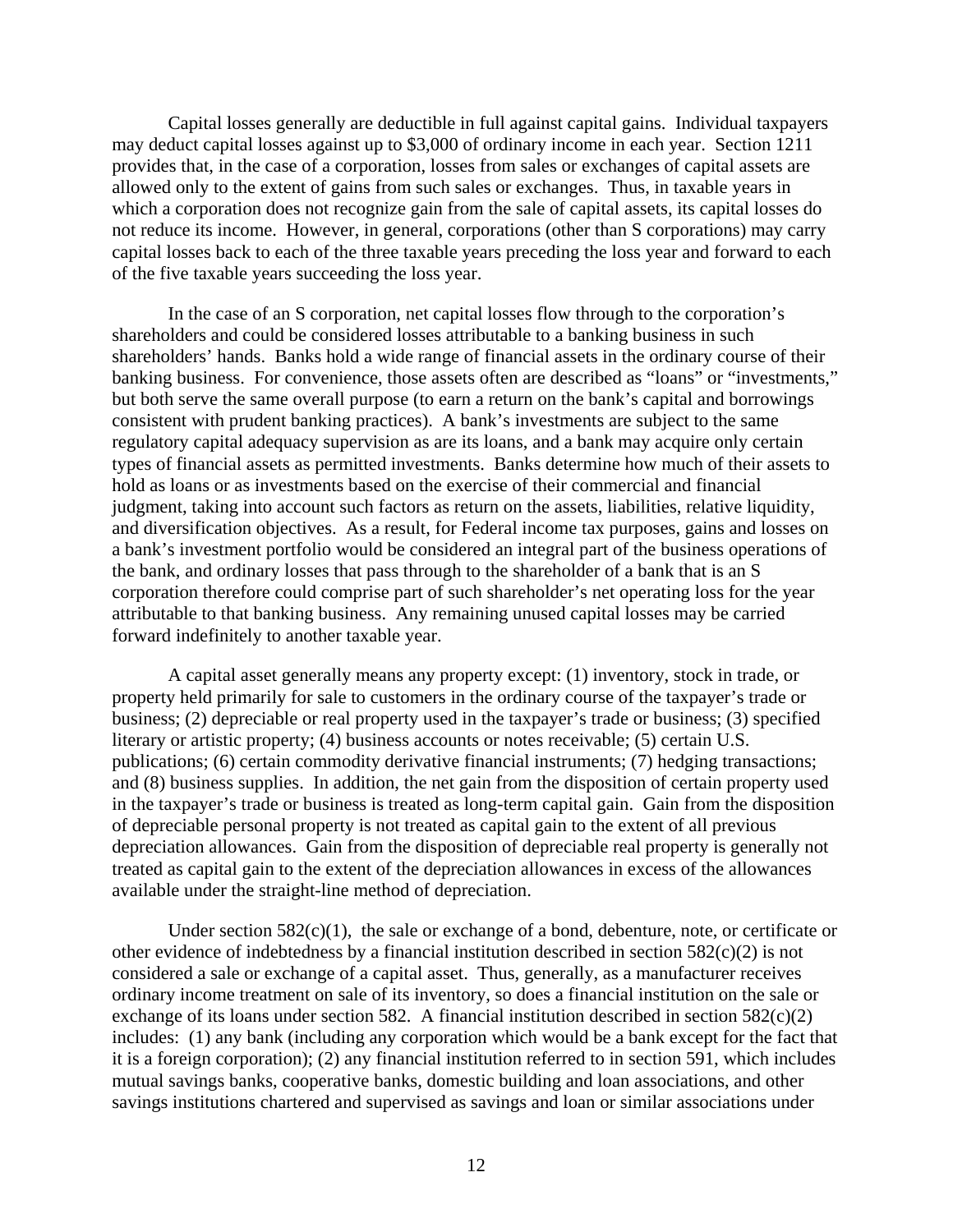Capital losses generally are deductible in full against capital gains. Individual taxpayers may deduct capital losses against up to $3,000 of ordinary income in each year. Section 1211 provides that, in the case of a corporation, losses from sales or exchanges of capital assets are allowed only to the extent of gains from such sales or exchanges. Thus, in taxable years in which a corporation does not recognize gain from the sale of capital assets, its capital losses do not reduce its income. However, in general, corporations (other than S corporations) may carry capital losses back to each of the three taxable years preceding the loss year and forward to each of the five taxable years succeeding the loss year.

In the case of an S corporation, net capital losses flow through to the corporation's shareholders and could be considered losses attributable to a banking business in such shareholders' hands. Banks hold a wide range of financial assets in the ordinary course of their banking business. For convenience, those assets often are described as "loans" or "investments," but both serve the same overall purpose (to earn a return on the bank's capital and borrowings consistent with prudent banking practices). A bank's investments are subject to the same regulatory capital adequacy supervision as are its loans, and a bank may acquire only certain types of financial assets as permitted investments. Banks determine how much of their assets to hold as loans or as investments based on the exercise of their commercial and financial judgment, taking into account such factors as return on the assets, liabilities, relative liquidity, and diversification objectives. As a result, for Federal income tax purposes, gains and losses on a bank's investment portfolio would be considered an integral part of the business operations of the bank, and ordinary losses that pass through to the shareholder of a bank that is an S corporation therefore could comprise part of such shareholder's net operating loss for the year attributable to that banking business. Any remaining unused capital losses may be carried forward indefinitely to another taxable year.

A capital asset generally means any property except: (1) inventory, stock in trade, or property held primarily for sale to customers in the ordinary course of the taxpayer's trade or business; (2) depreciable or real property used in the taxpayer's trade or business; (3) specified literary or artistic property; (4) business accounts or notes receivable; (5) certain U.S. publications; (6) certain commodity derivative financial instruments; (7) hedging transactions; and (8) business supplies. In addition, the net gain from the disposition of certain property used in the taxpayer's trade or business is treated as long-term capital gain. Gain from the disposition of depreciable personal property is not treated as capital gain to the extent of all previous depreciation allowances. Gain from the disposition of depreciable real property is generally not treated as capital gain to the extent of the depreciation allowances in excess of the allowances available under the straight-line method of depreciation.

Under section 582(c)(1), the sale or exchange of a bond, debenture, note, or certificate or other evidence of indebtedness by a financial institution described in section 582(c)(2) is not considered a sale or exchange of a capital asset. Thus, generally, as a manufacturer receives ordinary income treatment on sale of its inventory, so does a financial institution on the sale or exchange of its loans under section 582. A financial institution described in section 582(c)(2) includes: (1) any bank (including any corporation which would be a bank except for the fact that it is a foreign corporation); (2) any financial institution referred to in section 591, which includes mutual savings banks, cooperative banks, domestic building and loan associations, and other savings institutions chartered and supervised as savings and loan or similar associations under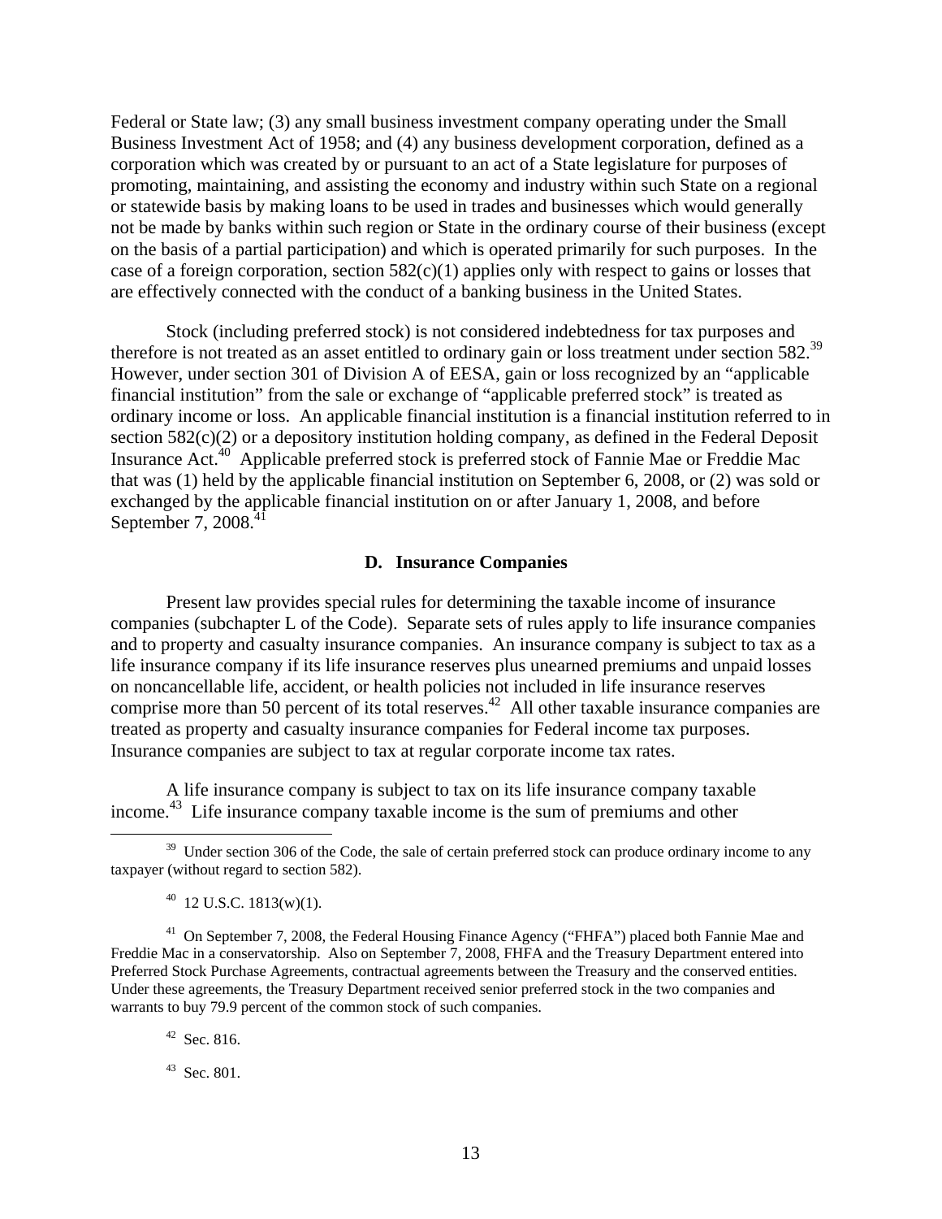Federal or State law; (3) any small business investment company operating under the Small Business Investment Act of 1958; and (4) any business development corporation, defined as a corporation which was created by or pursuant to an act of a State legislature for purposes of promoting, maintaining, and assisting the economy and industry within such State on a regional or statewide basis by making loans to be used in trades and businesses which would generally not be made by banks within such region or State in the ordinary course of their business (except on the basis of a partial participation) and which is operated primarily for such purposes. In the case of a foreign corporation, section 582(c)(1) applies only with respect to gains or losses that are effectively connected with the conduct of a banking business in the United States.

Stock (including preferred stock) is not considered indebtedness for tax purposes and therefore is not treated as an asset entitled to ordinary gain or loss treatment under section 582.[39] However, under section 301 of Division A of EESA, gain or loss recognized by an "applicable financial institution" from the sale or exchange of "applicable preferred stock" is treated as ordinary income or loss. An applicable financial institution is a financial institution referred to in section 582(c)(2) or a depository institution holding company, as defined in the Federal Deposit Insurance Act.[40] Applicable preferred stock is preferred stock of Fannie Mae or Freddie Mac that was (1) held by the applicable financial institution on September 6, 2008, or (2) was sold or exchanged by the applicable financial institution on or after January 1, 2008, and before September 7, 2008.[41]

### D. Insurance Companies

Present law provides special rules for determining the taxable income of insurance companies (subchapter L of the Code). Separate sets of rules apply to life insurance companies and to property and casualty insurance companies. An insurance company is subject to tax as a life insurance company if its life insurance reserves plus unearned premiums and unpaid losses on noncancellable life, accident, or health policies not included in life insurance reserves comprise more than 50 percent of its total reserves.[42] All other taxable insurance companies are treated as property and casualty insurance companies for Federal income tax purposes. Insurance companies are subject to tax at regular corporate income tax rates.

A life insurance company is subject to tax on its life insurance company taxable income.[43] Life insurance company taxable income is the sum of premiums and other

---

[39] Under section 306 of the Code, the sale of certain preferred stock can produce ordinary income to any taxpayer (without regard to section 582).

[40] 12 U.S.C. 1813(w)(1).

[41] On September 7, 2008, the Federal Housing Finance Agency ("FHFA") placed both Fannie Mae and Freddie Mac in a conservatorship. Also on September 7, 2008, FHFA and the Treasury Department entered into Preferred Stock Purchase Agreements, contractual agreements between the Treasury and the conserved entities. Under these agreements, the Treasury Department received senior preferred stock in the two companies and warrants to buy 79.9 percent of the common stock of such companies.

[42] Sec. 816.

[43] Sec. 801.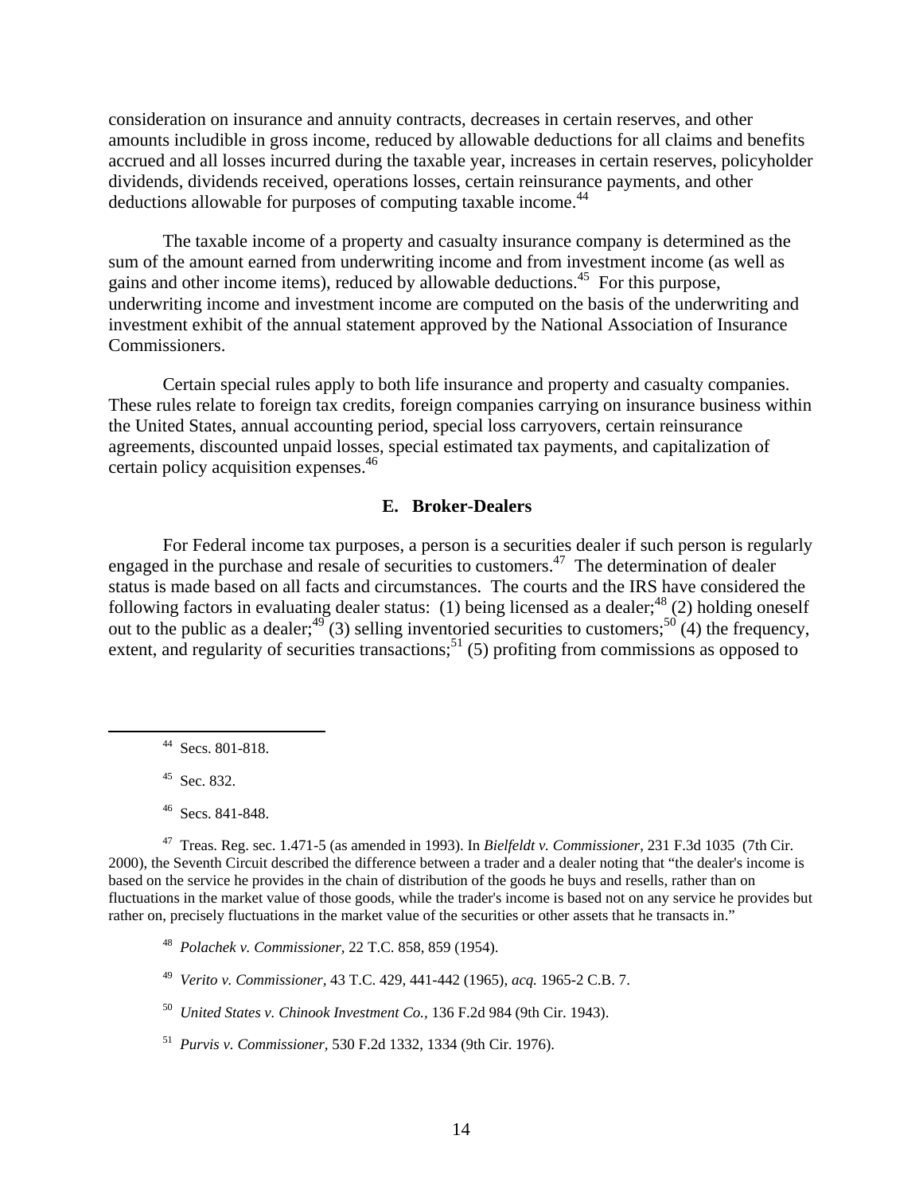consideration on insurance and annuity contracts, decreases in certain reserves, and other amounts includible in gross income, reduced by allowable deductions for all claims and benefits accrued and all losses incurred during the taxable year, increases in certain reserves, policyholder dividends, dividends received, operations losses, certain reinsurance payments, and other deductions allowable for purposes of computing taxable income.[44]

The taxable income of a property and casualty insurance company is determined as the sum of the amount earned from underwriting income and from investment income (as well as gains and other income items), reduced by allowable deductions.[45] For this purpose, underwriting income and investment income are computed on the basis of the underwriting and investment exhibit of the annual statement approved by the National Association of Insurance Commissioners.

Certain special rules apply to both life insurance and property and casualty companies. These rules relate to foreign tax credits, foreign companies carrying on insurance business within the United States, annual accounting period, special loss carryovers, certain reinsurance agreements, discounted unpaid losses, special estimated tax payments, and capitalization of certain policy acquisition expenses.[46]

### E. Broker-Dealers

For Federal income tax purposes, a person is a securities dealer if such person is regularly engaged in the purchase and resale of securities to customers.[47] The determination of dealer status is made based on all facts and circumstances. The courts and the IRS have considered the following factors in evaluating dealer status: (1) being licensed as a dealer;[48] (2) holding oneself out to the public as a dealer;[49] (3) selling inventoried securities to customers;[50] (4) the frequency, extent, and regularity of securities transactions;[51] (5) profiting from commissions as opposed to

---

[44] Secs. 801-818.

[45] Sec. 832.

[46] Secs. 841-848.

[47] Treas. Reg. sec. 1.471-5 (as amended in 1993). In *Bielfeldt v. Commissioner*, 231 F.3d 1035 (7th Cir. 2000), the Seventh Circuit described the difference between a trader and a dealer noting that "the dealer's income is based on the service he provides in the chain of distribution of the goods he buys and resells, rather than on fluctuations in the market value of those goods, while the trader's income is based not on any service he provides but rather on, precisely fluctuations in the market value of the securities or other assets that he transacts in."

[48] *Polachek v. Commissioner,* 22 T.C. 858, 859 (1954).

[49] *Verito v. Commissioner,* 43 T.C. 429, 441-442 (1965), *acq.* 1965-2 C.B. 7.

[50] *United States v. Chinook Investment Co.,* 136 F.2d 984 (9th Cir. 1943).

[51] *Purvis v. Commissioner,* 530 F.2d 1332, 1334 (9th Cir. 1976).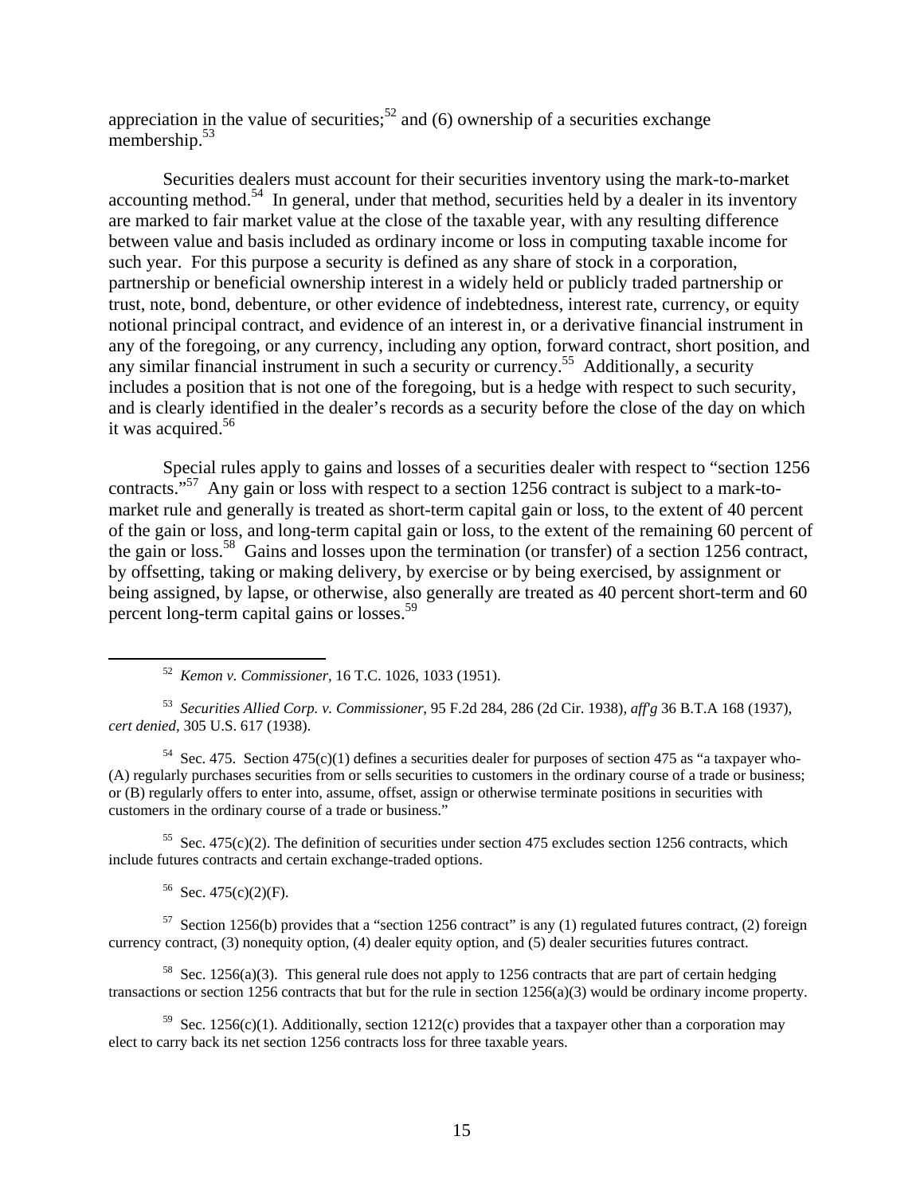appreciation in the value of securities;[52] and (6) ownership of a securities exchange membership.[53]

Securities dealers must account for their securities inventory using the mark-to-market accounting method.[54] In general, under that method, securities held by a dealer in its inventory are marked to fair market value at the close of the taxable year, with any resulting difference between value and basis included as ordinary income or loss in computing taxable income for such year. For this purpose a security is defined as any share of stock in a corporation, partnership or beneficial ownership interest in a widely held or publicly traded partnership or trust, note, bond, debenture, or other evidence of indebtedness, interest rate, currency, or equity notional principal contract, and evidence of an interest in, or a derivative financial instrument in any of the foregoing, or any currency, including any option, forward contract, short position, and any similar financial instrument in such a security or currency.[55] Additionally, a security includes a position that is not one of the foregoing, but is a hedge with respect to such security, and is clearly identified in the dealer's records as a security before the close of the day on which it was acquired.[56]

Special rules apply to gains and losses of a securities dealer with respect to "section 1256 contracts."[57] Any gain or loss with respect to a section 1256 contract is subject to a mark-to-market rule and generally is treated as short-term capital gain or loss, to the extent of 40 percent of the gain or loss, and long-term capital gain or loss, to the extent of the remaining 60 percent of the gain or loss.[58] Gains and losses upon the termination (or transfer) of a section 1256 contract, by offsetting, taking or making delivery, by exercise or by being exercised, by assignment or being assigned, by lapse, or otherwise, also generally are treated as 40 percent short-term and 60 percent long-term capital gains or losses.[59]

---

[52] *Kemon v. Commissioner*, 16 T.C. 1026, 1033 (1951).

[53] *Securities Allied Corp. v. Commissioner*, 95 F.2d 284, 286 (2d Cir. 1938), *aff'g* 36 B.T.A 168 (1937), *cert denied*, 305 U.S. 617 (1938).

[54] Sec. 475. Section 475(c)(1) defines a securities dealer for purposes of section 475 as "a taxpayer who-(A) regularly purchases securities from or sells securities to customers in the ordinary course of a trade or business; or (B) regularly offers to enter into, assume, offset, assign or otherwise terminate positions in securities with customers in the ordinary course of a trade or business."

[55] Sec. 475(c)(2). The definition of securities under section 475 excludes section 1256 contracts, which include futures contracts and certain exchange-traded options.

[56] Sec. 475(c)(2)(F).

[57] Section 1256(b) provides that a "section 1256 contract" is any (1) regulated futures contract, (2) foreign currency contract, (3) nonequity option, (4) dealer equity option, and (5) dealer securities futures contract.

[58] Sec. 1256(a)(3). This general rule does not apply to 1256 contracts that are part of certain hedging transactions or section 1256 contracts that but for the rule in section 1256(a)(3) would be ordinary income property.

[59] Sec. 1256(c)(1). Additionally, section 1212(c) provides that a taxpayer other than a corporation may elect to carry back its net section 1256 contracts loss for three taxable years.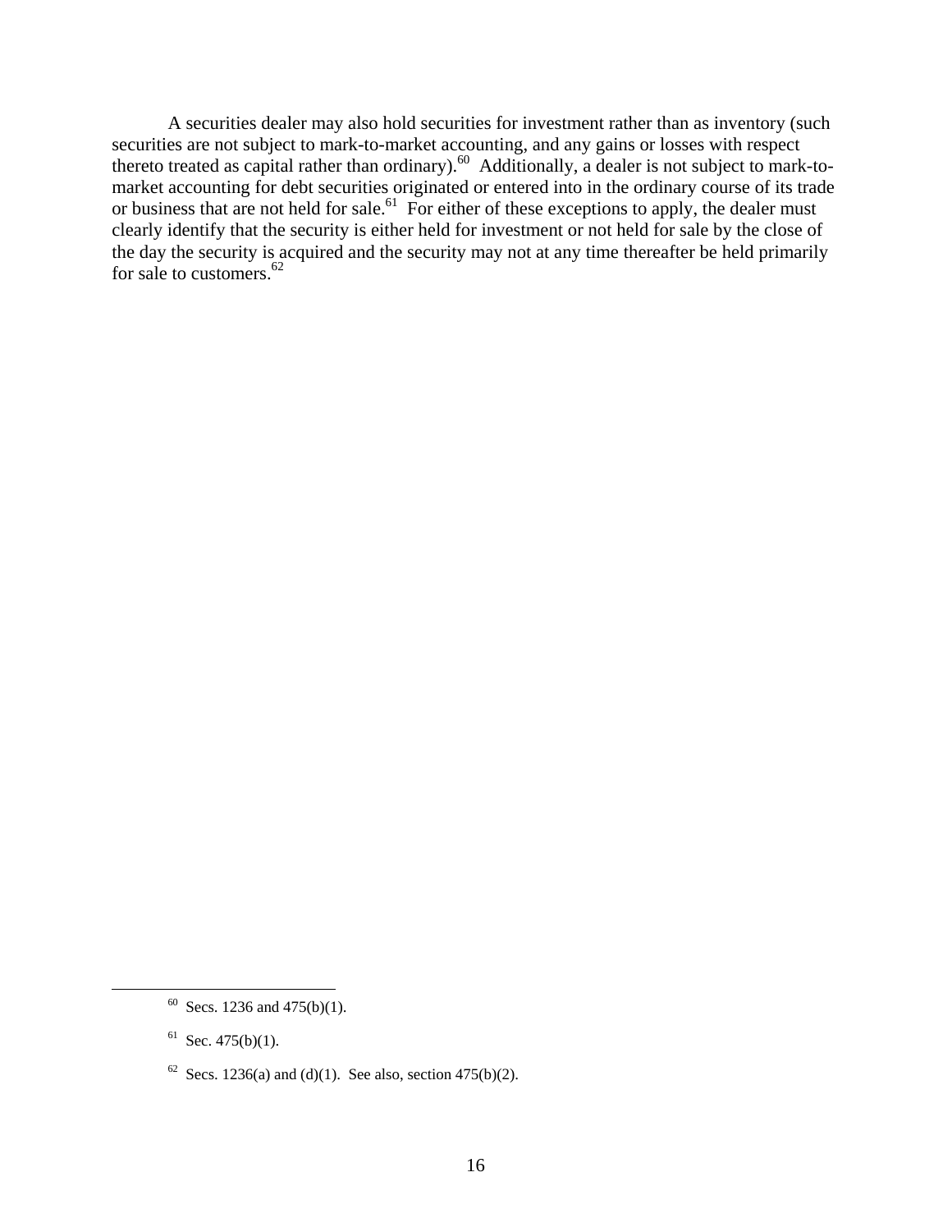A securities dealer may also hold securities for investment rather than as inventory (such securities are not subject to mark-to-market accounting, and any gains or losses with respect thereto treated as capital rather than ordinary).[60] Additionally, a dealer is not subject to mark-to-market accounting for debt securities originated or entered into in the ordinary course of its trade or business that are not held for sale.[61] For either of these exceptions to apply, the dealer must clearly identify that the security is either held for investment or not held for sale by the close of the day the security is acquired and the security may not at any time thereafter be held primarily for sale to customers.[62]

---

[60] Secs. 1236 and 475(b)(1).

[61] Sec. 475(b)(1).

[62] Secs. 1236(a) and (d)(1). See also, section 475(b)(2).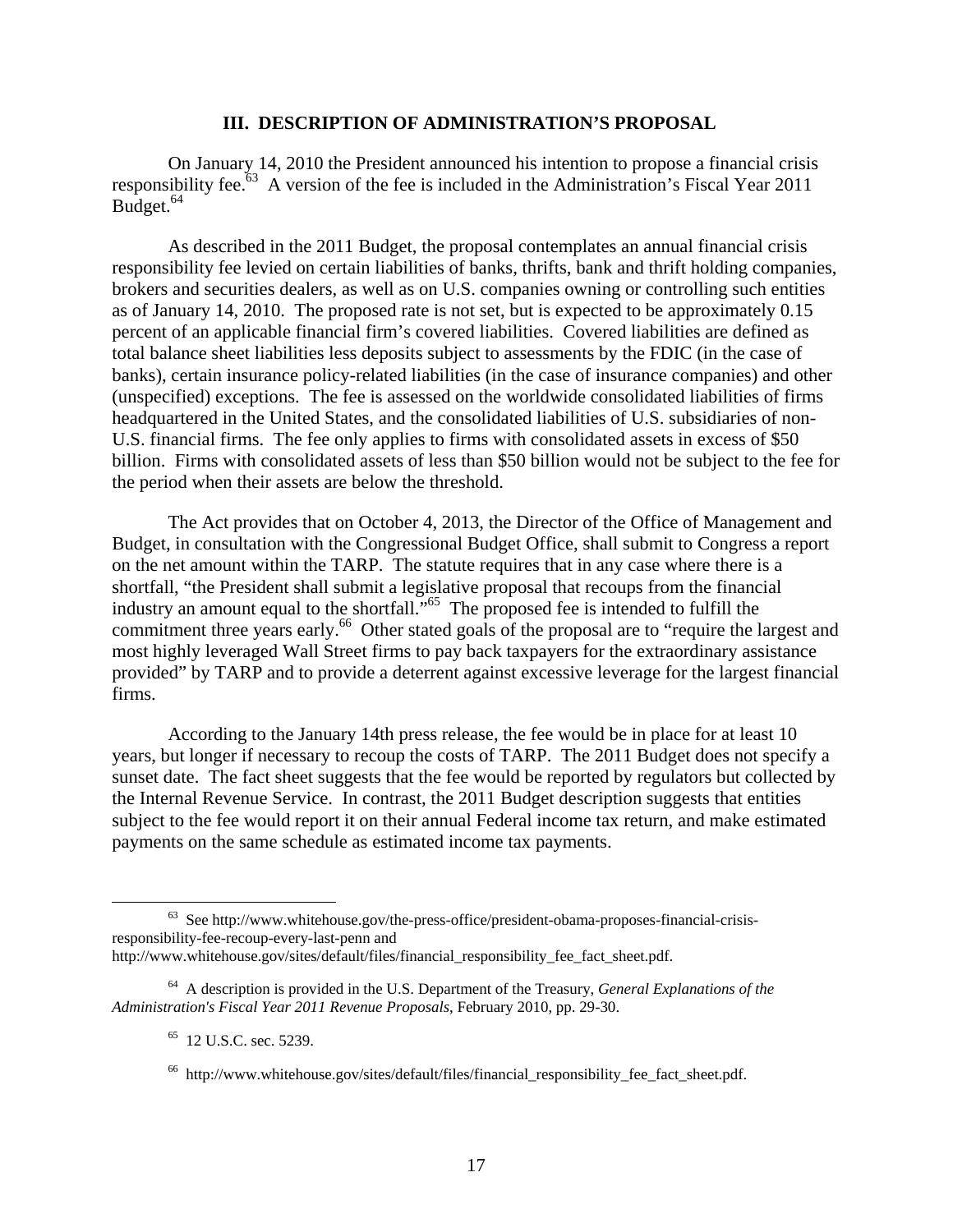## III. DESCRIPTION OF ADMINISTRATION'S PROPOSAL

On January 14, 2010 the President announced his intention to propose a financial crisis responsibility fee.[63] A version of the fee is included in the Administration's Fiscal Year 2011 Budget.[64]

As described in the 2011 Budget, the proposal contemplates an annual financial crisis responsibility fee levied on certain liabilities of banks, thrifts, bank and thrift holding companies, brokers and securities dealers, as well as on U.S. companies owning or controlling such entities as of January 14, 2010. The proposed rate is not set, but is expected to be approximately 0.15 percent of an applicable financial firm's covered liabilities. Covered liabilities are defined as total balance sheet liabilities less deposits subject to assessments by the FDIC (in the case of banks), certain insurance policy-related liabilities (in the case of insurance companies) and other (unspecified) exceptions. The fee is assessed on the worldwide consolidated liabilities of firms headquartered in the United States, and the consolidated liabilities of U.S. subsidiaries of non-U.S. financial firms. The fee only applies to firms with consolidated assets in excess of $50 billion. Firms with consolidated assets of less than $50 billion would not be subject to the fee for the period when their assets are below the threshold.

The Act provides that on October 4, 2013, the Director of the Office of Management and Budget, in consultation with the Congressional Budget Office, shall submit to Congress a report on the net amount within the TARP. The statute requires that in any case where there is a shortfall, "the President shall submit a legislative proposal that recoups from the financial industry an amount equal to the shortfall."[65] The proposed fee is intended to fulfill the commitment three years early.[66] Other stated goals of the proposal are to "require the largest and most highly leveraged Wall Street firms to pay back taxpayers for the extraordinary assistance provided" by TARP and to provide a deterrent against excessive leverage for the largest financial firms.

According to the January 14th press release, the fee would be in place for at least 10 years, but longer if necessary to recoup the costs of TARP. The 2011 Budget does not specify a sunset date. The fact sheet suggests that the fee would be reported by regulators but collected by the Internal Revenue Service. In contrast, the 2011 Budget description suggests that entities subject to the fee would report it on their annual Federal income tax return, and make estimated payments on the same schedule as estimated income tax payments.

---

[63] See http://www.whitehouse.gov/the-press-office/president-obama-proposes-financial-crisis-responsibility-fee-recoup-every-last-penn and http://www.whitehouse.gov/sites/default/files/financial_responsibility_fee_fact_sheet.pdf.

[64] A description is provided in the U.S. Department of the Treasury, *General Explanations of the Administration's Fiscal Year 2011 Revenue Proposals*, February 2010, pp. 29-30.

[65] 12 U.S.C. sec. 5239.

[66] http://www.whitehouse.gov/sites/default/files/financial_responsibility_fee_fact_sheet.pdf.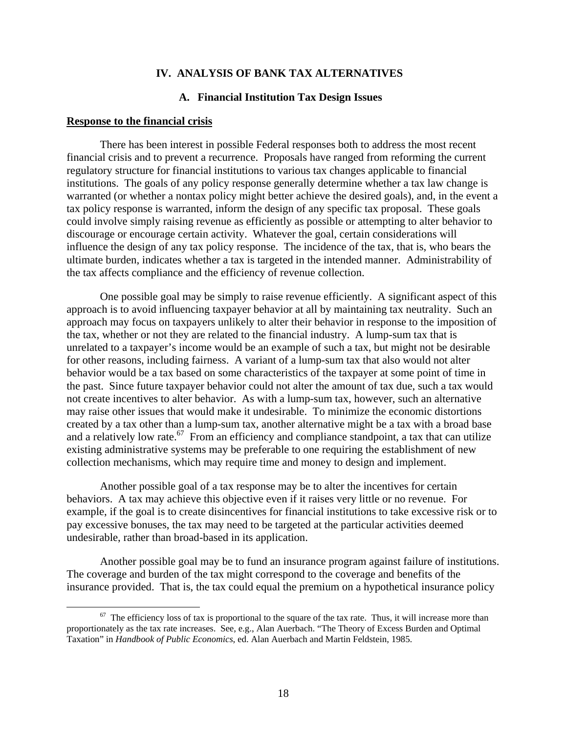# IV. ANALYSIS OF BANK TAX ALTERNATIVES

## A. Financial Institution Tax Design Issues

**Response to the financial crisis**

There has been interest in possible Federal responses both to address the most recent financial crisis and to prevent a recurrence. Proposals have ranged from reforming the current regulatory structure for financial institutions to various tax changes applicable to financial institutions. The goals of any policy response generally determine whether a tax law change is warranted (or whether a nontax policy might better achieve the desired goals), and, in the event a tax policy response is warranted, inform the design of any specific tax proposal. These goals could involve simply raising revenue as efficiently as possible or attempting to alter behavior to discourage or encourage certain activity. Whatever the goal, certain considerations will influence the design of any tax policy response. The incidence of the tax, that is, who bears the ultimate burden, indicates whether a tax is targeted in the intended manner. Administrability of the tax affects compliance and the efficiency of revenue collection.

One possible goal may be simply to raise revenue efficiently. A significant aspect of this approach is to avoid influencing taxpayer behavior at all by maintaining tax neutrality. Such an approach may focus on taxpayers unlikely to alter their behavior in response to the imposition of the tax, whether or not they are related to the financial industry. A lump-sum tax that is unrelated to a taxpayer's income would be an example of such a tax, but might not be desirable for other reasons, including fairness. A variant of a lump-sum tax that also would not alter behavior would be a tax based on some characteristics of the taxpayer at some point of time in the past. Since future taxpayer behavior could not alter the amount of tax due, such a tax would not create incentives to alter behavior. As with a lump-sum tax, however, such an alternative may raise other issues that would make it undesirable. To minimize the economic distortions created by a tax other than a lump-sum tax, another alternative might be a tax with a broad base and a relatively low rate.[67] From an efficiency and compliance standpoint, a tax that can utilize existing administrative systems may be preferable to one requiring the establishment of new collection mechanisms, which may require time and money to design and implement.

Another possible goal of a tax response may be to alter the incentives for certain behaviors. A tax may achieve this objective even if it raises very little or no revenue. For example, if the goal is to create disincentives for financial institutions to take excessive risk or to pay excessive bonuses, the tax may need to be targeted at the particular activities deemed undesirable, rather than broad-based in its application.

Another possible goal may be to fund an insurance program against failure of institutions. The coverage and burden of the tax might correspond to the coverage and benefits of the insurance provided. That is, the tax could equal the premium on a hypothetical insurance policy

---

[67] The efficiency loss of tax is proportional to the square of the tax rate. Thus, it will increase more than proportionately as the tax rate increases. See, e.g., Alan Auerbach. "The Theory of Excess Burden and Optimal Taxation" in *Handbook of Public Economics*, ed. Alan Auerbach and Martin Feldstein, 1985.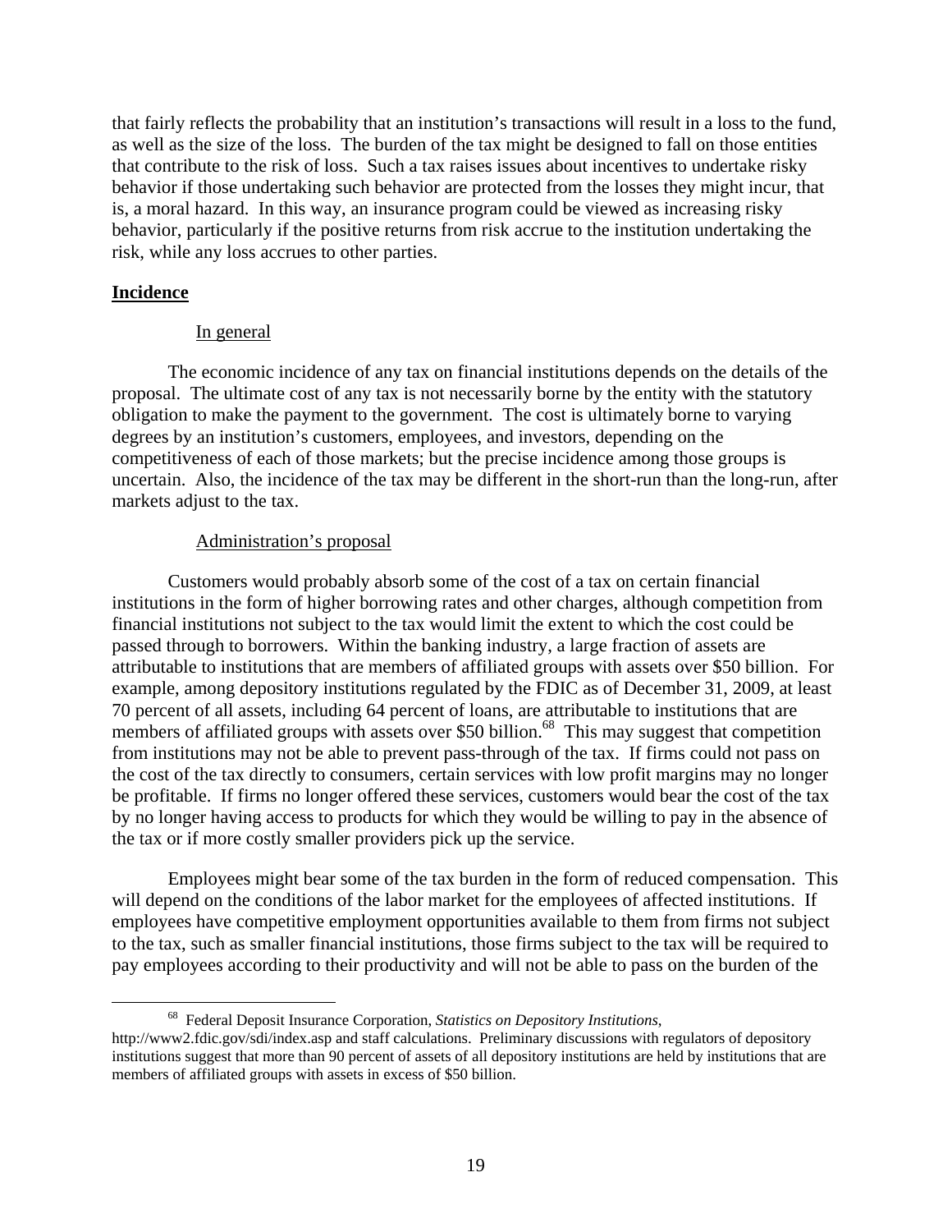that fairly reflects the probability that an institution's transactions will result in a loss to the fund, as well as the size of the loss. The burden of the tax might be designed to fall on those entities that contribute to the risk of loss. Such a tax raises issues about incentives to undertake risky behavior if those undertaking such behavior are protected from the losses they might incur, that is, a moral hazard. In this way, an insurance program could be viewed as increasing risky behavior, particularly if the positive returns from risk accrue to the institution undertaking the risk, while any loss accrues to other parties.

## Incidence

### In general

The economic incidence of any tax on financial institutions depends on the details of the proposal. The ultimate cost of any tax is not necessarily borne by the entity with the statutory obligation to make the payment to the government. The cost is ultimately borne to varying degrees by an institution's customers, employees, and investors, depending on the competitiveness of each of those markets; but the precise incidence among those groups is uncertain. Also, the incidence of the tax may be different in the short-run than the long-run, after markets adjust to the tax.

### Administration's proposal

Customers would probably absorb some of the cost of a tax on certain financial institutions in the form of higher borrowing rates and other charges, although competition from financial institutions not subject to the tax would limit the extent to which the cost could be passed through to borrowers. Within the banking industry, a large fraction of assets are attributable to institutions that are members of affiliated groups with assets over $50 billion. For example, among depository institutions regulated by the FDIC as of December 31, 2009, at least 70 percent of all assets, including 64 percent of loans, are attributable to institutions that are members of affiliated groups with assets over $50 billion.[68] This may suggest that competition from institutions may not be able to prevent pass-through of the tax. If firms could not pass on the cost of the tax directly to consumers, certain services with low profit margins may no longer be profitable. If firms no longer offered these services, customers would bear the cost of the tax by no longer having access to products for which they would be willing to pay in the absence of the tax or if more costly smaller providers pick up the service.

Employees might bear some of the tax burden in the form of reduced compensation. This will depend on the conditions of the labor market for the employees of affected institutions. If employees have competitive employment opportunities available to them from firms not subject to the tax, such as smaller financial institutions, those firms subject to the tax will be required to pay employees according to their productivity and will not be able to pass on the burden of the

---

[68] Federal Deposit Insurance Corporation, *Statistics on Depository Institutions*, http://www2.fdic.gov/sdi/index.asp and staff calculations. Preliminary discussions with regulators of depository institutions suggest that more than 90 percent of assets of all depository institutions are held by institutions that are members of affiliated groups with assets in excess of $50 billion.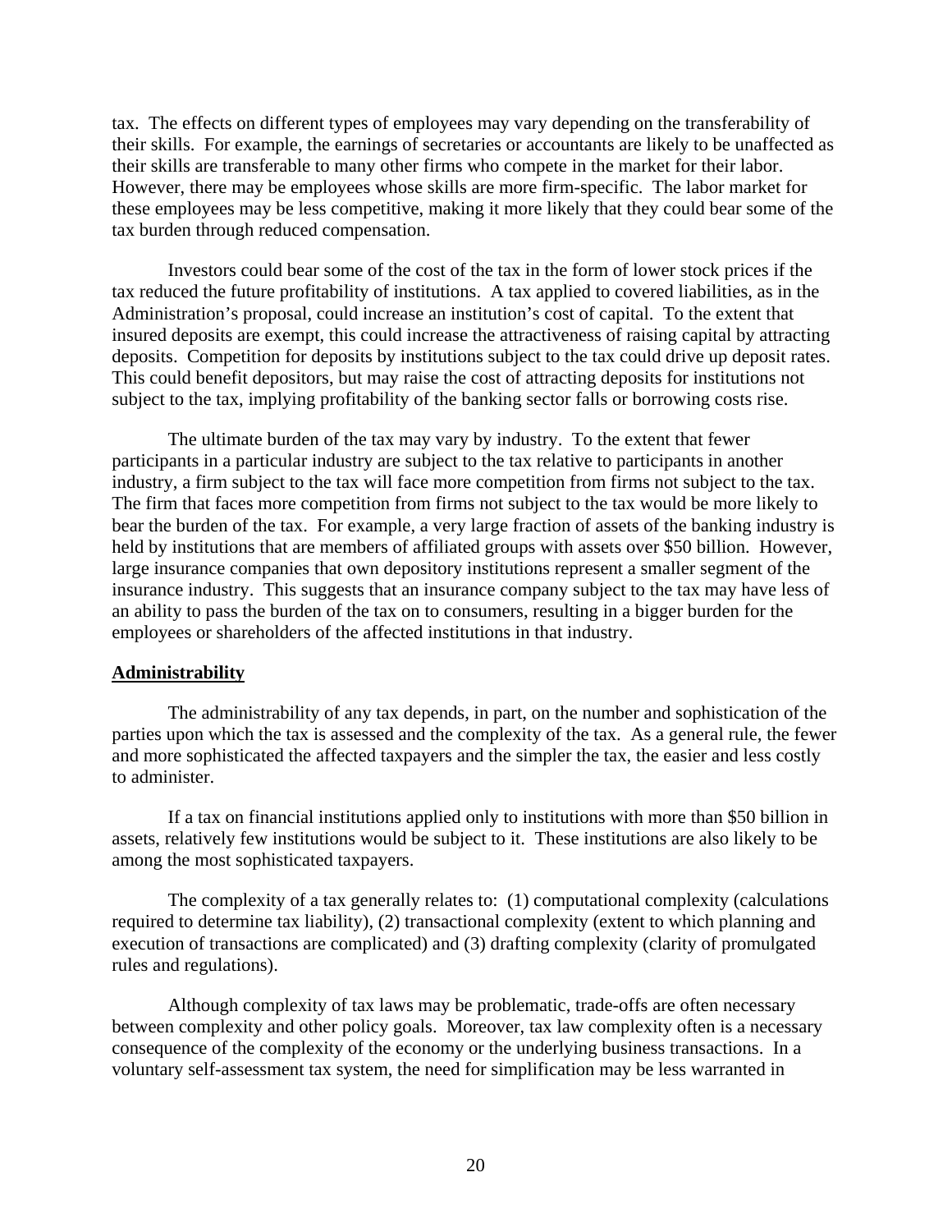tax. The effects on different types of employees may vary depending on the transferability of their skills. For example, the earnings of secretaries or accountants are likely to be unaffected as their skills are transferable to many other firms who compete in the market for their labor. However, there may be employees whose skills are more firm-specific. The labor market for these employees may be less competitive, making it more likely that they could bear some of the tax burden through reduced compensation.

Investors could bear some of the cost of the tax in the form of lower stock prices if the tax reduced the future profitability of institutions. A tax applied to covered liabilities, as in the Administration's proposal, could increase an institution's cost of capital. To the extent that insured deposits are exempt, this could increase the attractiveness of raising capital by attracting deposits. Competition for deposits by institutions subject to the tax could drive up deposit rates. This could benefit depositors, but may raise the cost of attracting deposits for institutions not subject to the tax, implying profitability of the banking sector falls or borrowing costs rise.

The ultimate burden of the tax may vary by industry. To the extent that fewer participants in a particular industry are subject to the tax relative to participants in another industry, a firm subject to the tax will face more competition from firms not subject to the tax. The firm that faces more competition from firms not subject to the tax would be more likely to bear the burden of the tax. For example, a very large fraction of assets of the banking industry is held by institutions that are members of affiliated groups with assets over $50 billion. However, large insurance companies that own depository institutions represent a smaller segment of the insurance industry. This suggests that an insurance company subject to the tax may have less of an ability to pass the burden of the tax on to consumers, resulting in a bigger burden for the employees or shareholders of the affected institutions in that industry.

**Administrability**

The administrability of any tax depends, in part, on the number and sophistication of the parties upon which the tax is assessed and the complexity of the tax. As a general rule, the fewer and more sophisticated the affected taxpayers and the simpler the tax, the easier and less costly to administer.

If a tax on financial institutions applied only to institutions with more than $50 billion in assets, relatively few institutions would be subject to it. These institutions are also likely to be among the most sophisticated taxpayers.

The complexity of a tax generally relates to: (1) computational complexity (calculations required to determine tax liability), (2) transactional complexity (extent to which planning and execution of transactions are complicated) and (3) drafting complexity (clarity of promulgated rules and regulations).

Although complexity of tax laws may be problematic, trade-offs are often necessary between complexity and other policy goals. Moreover, tax law complexity often is a necessary consequence of the complexity of the economy or the underlying business transactions. In a voluntary self-assessment tax system, the need for simplification may be less warranted in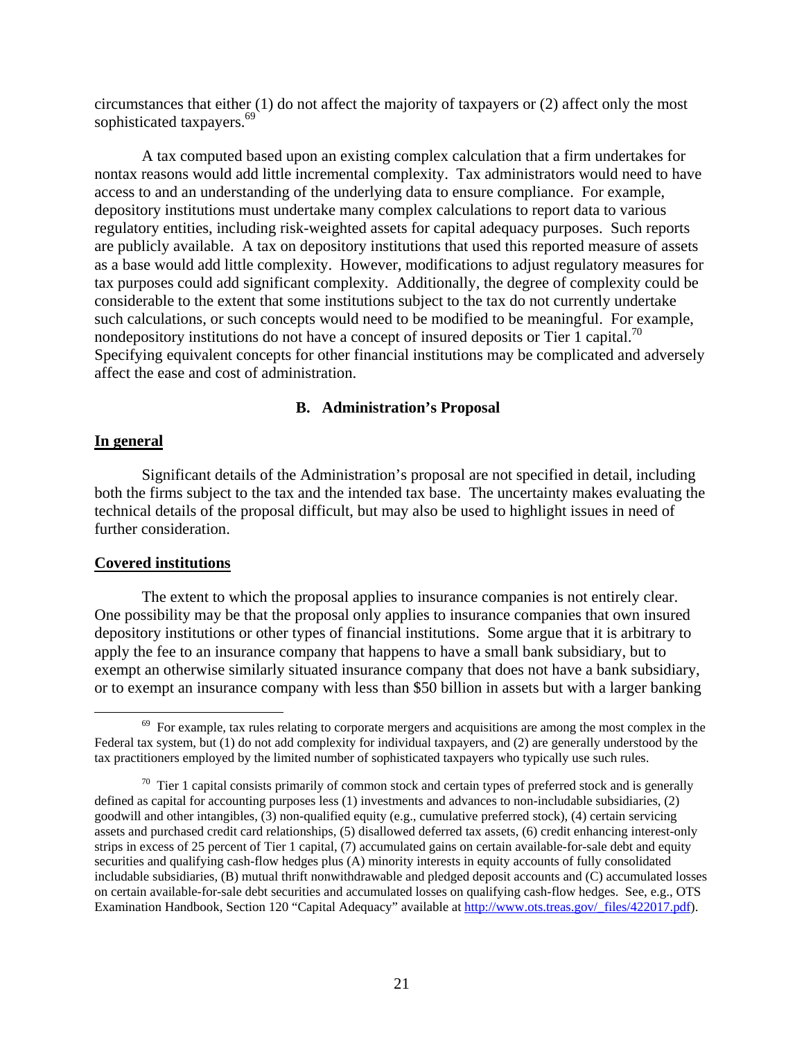circumstances that either (1) do not affect the majority of taxpayers or (2) affect only the most sophisticated taxpayers.[69]

A tax computed based upon an existing complex calculation that a firm undertakes for nontax reasons would add little incremental complexity. Tax administrators would need to have access to and an understanding of the underlying data to ensure compliance. For example, depository institutions must undertake many complex calculations to report data to various regulatory entities, including risk-weighted assets for capital adequacy purposes. Such reports are publicly available. A tax on depository institutions that used this reported measure of assets as a base would add little complexity. However, modifications to adjust regulatory measures for tax purposes could add significant complexity. Additionally, the degree of complexity could be considerable to the extent that some institutions subject to the tax do not currently undertake such calculations, or such concepts would need to be modified to be meaningful. For example, nondepository institutions do not have a concept of insured deposits or Tier 1 capital.[70] Specifying equivalent concepts for other financial institutions may be complicated and adversely affect the ease and cost of administration.

## B. Administration's Proposal

**In general**

Significant details of the Administration's proposal are not specified in detail, including both the firms subject to the tax and the intended tax base. The uncertainty makes evaluating the technical details of the proposal difficult, but may also be used to highlight issues in need of further consideration.

**Covered institutions**

The extent to which the proposal applies to insurance companies is not entirely clear. One possibility may be that the proposal only applies to insurance companies that own insured depository institutions or other types of financial institutions. Some argue that it is arbitrary to apply the fee to an insurance company that happens to have a small bank subsidiary, but to exempt an otherwise similarly situated insurance company that does not have a bank subsidiary, or to exempt an insurance company with less than $50 billion in assets but with a larger banking

---

[69] For example, tax rules relating to corporate mergers and acquisitions are among the most complex in the Federal tax system, but (1) do not add complexity for individual taxpayers, and (2) are generally understood by the tax practitioners employed by the limited number of sophisticated taxpayers who typically use such rules.

[70] Tier 1 capital consists primarily of common stock and certain types of preferred stock and is generally defined as capital for accounting purposes less (1) investments and advances to non-includable subsidiaries, (2) goodwill and other intangibles, (3) non-qualified equity (e.g., cumulative preferred stock), (4) certain servicing assets and purchased credit card relationships, (5) disallowed deferred tax assets, (6) credit enhancing interest-only strips in excess of 25 percent of Tier 1 capital, (7) accumulated gains on certain available-for-sale debt and equity securities and qualifying cash-flow hedges plus (A) minority interests in equity accounts of fully consolidated includable subsidiaries, (B) mutual thrift nonwithdrawable and pledged deposit accounts and (C) accumulated losses on certain available-for-sale debt securities and accumulated losses on qualifying cash-flow hedges. See, e.g., OTS Examination Handbook, Section 120 "Capital Adequacy" available at http://www.ots.treas.gov/_files/422017.pdf).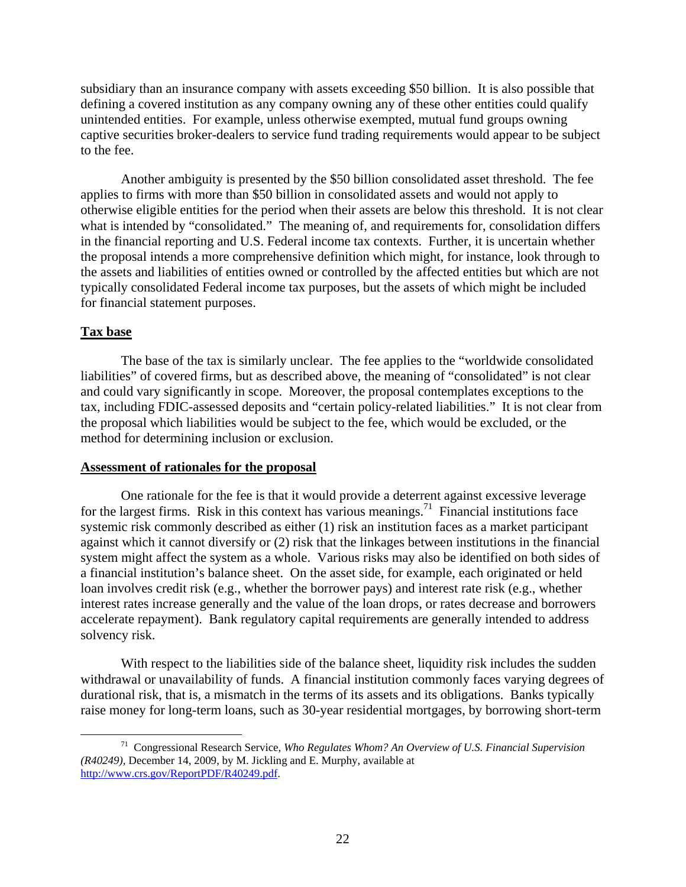subsidiary than an insurance company with assets exceeding $50 billion. It is also possible that defining a covered institution as any company owning any of these other entities could qualify unintended entities. For example, unless otherwise exempted, mutual fund groups owning captive securities broker-dealers to service fund trading requirements would appear to be subject to the fee.

Another ambiguity is presented by the $50 billion consolidated asset threshold. The fee applies to firms with more than $50 billion in consolidated assets and would not apply to otherwise eligible entities for the period when their assets are below this threshold. It is not clear what is intended by "consolidated." The meaning of, and requirements for, consolidation differs in the financial reporting and U.S. Federal income tax contexts. Further, it is uncertain whether the proposal intends a more comprehensive definition which might, for instance, look through to the assets and liabilities of entities owned or controlled by the affected entities but which are not typically consolidated Federal income tax purposes, but the assets of which might be included for financial statement purposes.

**Tax base**

The base of the tax is similarly unclear. The fee applies to the "worldwide consolidated liabilities" of covered firms, but as described above, the meaning of "consolidated" is not clear and could vary significantly in scope. Moreover, the proposal contemplates exceptions to the tax, including FDIC-assessed deposits and "certain policy-related liabilities." It is not clear from the proposal which liabilities would be subject to the fee, which would be excluded, or the method for determining inclusion or exclusion.

**Assessment of rationales for the proposal**

One rationale for the fee is that it would provide a deterrent against excessive leverage for the largest firms. Risk in this context has various meanings.[71] Financial institutions face systemic risk commonly described as either (1) risk an institution faces as a market participant against which it cannot diversify or (2) risk that the linkages between institutions in the financial system might affect the system as a whole. Various risks may also be identified on both sides of a financial institution's balance sheet. On the asset side, for example, each originated or held loan involves credit risk (e.g., whether the borrower pays) and interest rate risk (e.g., whether interest rates increase generally and the value of the loan drops, or rates decrease and borrowers accelerate repayment). Bank regulatory capital requirements are generally intended to address solvency risk.

With respect to the liabilities side of the balance sheet, liquidity risk includes the sudden withdrawal or unavailability of funds. A financial institution commonly faces varying degrees of durational risk, that is, a mismatch in the terms of its assets and its obligations. Banks typically raise money for long-term loans, such as 30-year residential mortgages, by borrowing short-term

---

[71] Congressional Research Service, *Who Regulates Whom? An Overview of U.S. Financial Supervision (R40249)*, December 14, 2009, by M. Jickling and E. Murphy, available at http://www.crs.gov/ReportPDF/R40249.pdf.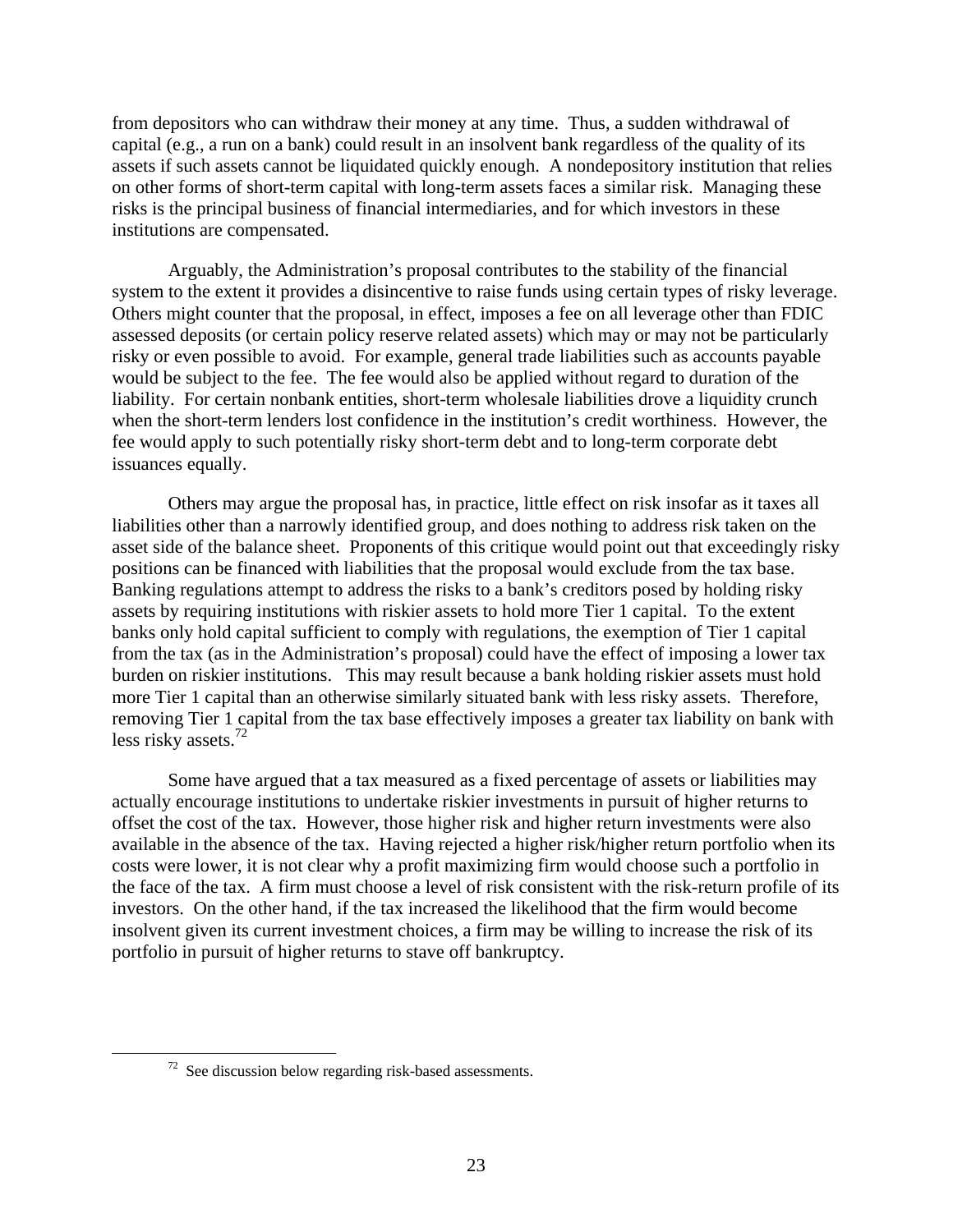from depositors who can withdraw their money at any time. Thus, a sudden withdrawal of capital (e.g., a run on a bank) could result in an insolvent bank regardless of the quality of its assets if such assets cannot be liquidated quickly enough. A nondepository institution that relies on other forms of short-term capital with long-term assets faces a similar risk. Managing these risks is the principal business of financial intermediaries, and for which investors in these institutions are compensated.

Arguably, the Administration's proposal contributes to the stability of the financial system to the extent it provides a disincentive to raise funds using certain types of risky leverage. Others might counter that the proposal, in effect, imposes a fee on all leverage other than FDIC assessed deposits (or certain policy reserve related assets) which may or may not be particularly risky or even possible to avoid. For example, general trade liabilities such as accounts payable would be subject to the fee. The fee would also be applied without regard to duration of the liability. For certain nonbank entities, short-term wholesale liabilities drove a liquidity crunch when the short-term lenders lost confidence in the institution's credit worthiness. However, the fee would apply to such potentially risky short-term debt and to long-term corporate debt issuances equally.

Others may argue the proposal has, in practice, little effect on risk insofar as it taxes all liabilities other than a narrowly identified group, and does nothing to address risk taken on the asset side of the balance sheet. Proponents of this critique would point out that exceedingly risky positions can be financed with liabilities that the proposal would exclude from the tax base. Banking regulations attempt to address the risks to a bank's creditors posed by holding risky assets by requiring institutions with riskier assets to hold more Tier 1 capital. To the extent banks only hold capital sufficient to comply with regulations, the exemption of Tier 1 capital from the tax (as in the Administration's proposal) could have the effect of imposing a lower tax burden on riskier institutions. This may result because a bank holding riskier assets must hold more Tier 1 capital than an otherwise similarly situated bank with less risky assets. Therefore, removing Tier 1 capital from the tax base effectively imposes a greater tax liability on bank with less risky assets.[72]

Some have argued that a tax measured as a fixed percentage of assets or liabilities may actually encourage institutions to undertake riskier investments in pursuit of higher returns to offset the cost of the tax. However, those higher risk and higher return investments were also available in the absence of the tax. Having rejected a higher risk/higher return portfolio when its costs were lower, it is not clear why a profit maximizing firm would choose such a portfolio in the face of the tax. A firm must choose a level of risk consistent with the risk-return profile of its investors. On the other hand, if the tax increased the likelihood that the firm would become insolvent given its current investment choices, a firm may be willing to increase the risk of its portfolio in pursuit of higher returns to stave off bankruptcy.

---

[72] See discussion below regarding risk-based assessments.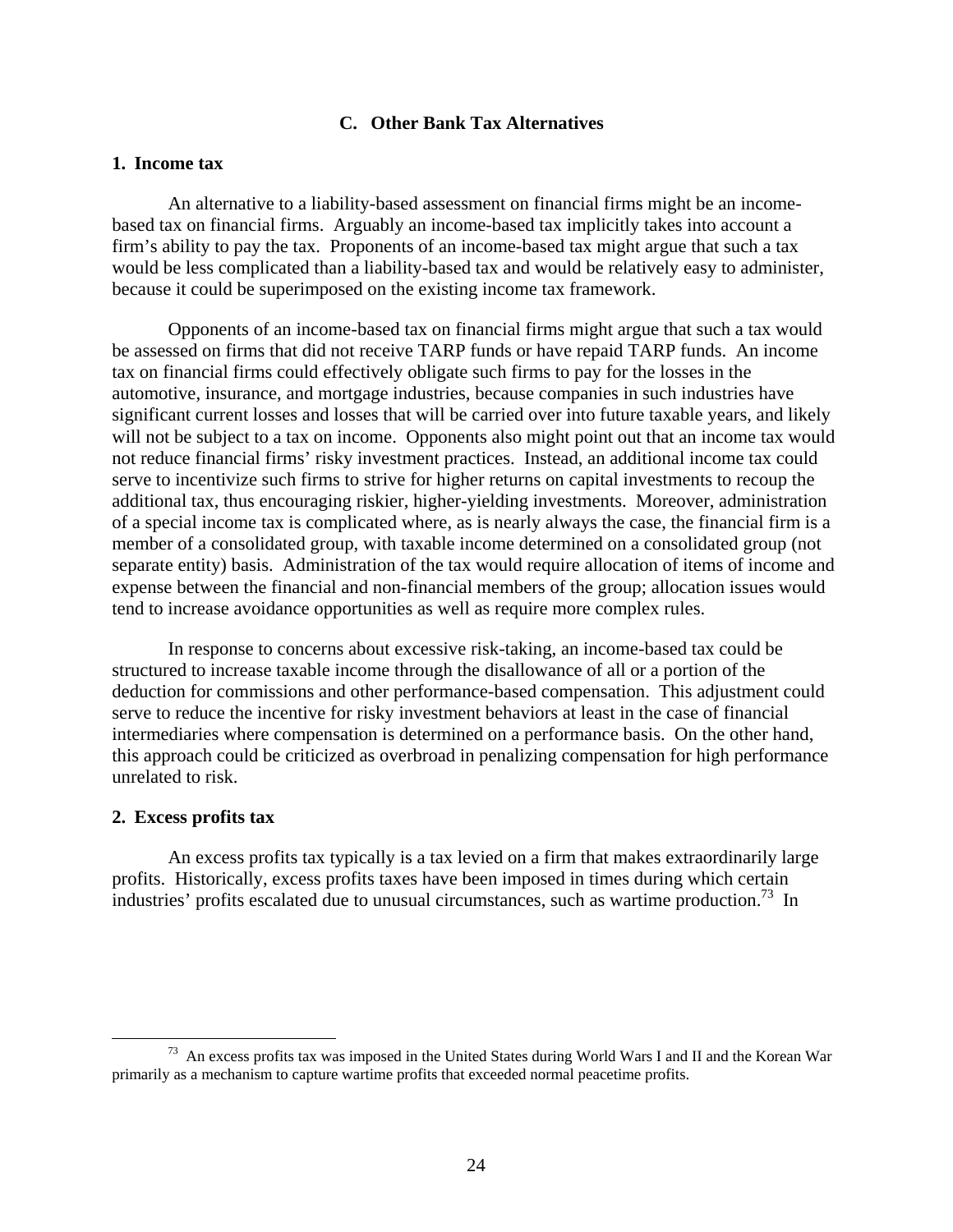### C. Other Bank Tax Alternatives

#### 1. Income tax

An alternative to a liability-based assessment on financial firms might be an income-based tax on financial firms. Arguably an income-based tax implicitly takes into account a firm's ability to pay the tax. Proponents of an income-based tax might argue that such a tax would be less complicated than a liability-based tax and would be relatively easy to administer, because it could be superimposed on the existing income tax framework.

Opponents of an income-based tax on financial firms might argue that such a tax would be assessed on firms that did not receive TARP funds or have repaid TARP funds. An income tax on financial firms could effectively obligate such firms to pay for the losses in the automotive, insurance, and mortgage industries, because companies in such industries have significant current losses and losses that will be carried over into future taxable years, and likely will not be subject to a tax on income. Opponents also might point out that an income tax would not reduce financial firms' risky investment practices. Instead, an additional income tax could serve to incentivize such firms to strive for higher returns on capital investments to recoup the additional tax, thus encouraging riskier, higher-yielding investments. Moreover, administration of a special income tax is complicated where, as is nearly always the case, the financial firm is a member of a consolidated group, with taxable income determined on a consolidated group (not separate entity) basis. Administration of the tax would require allocation of items of income and expense between the financial and non-financial members of the group; allocation issues would tend to increase avoidance opportunities as well as require more complex rules.

In response to concerns about excessive risk-taking, an income-based tax could be structured to increase taxable income through the disallowance of all or a portion of the deduction for commissions and other performance-based compensation. This adjustment could serve to reduce the incentive for risky investment behaviors at least in the case of financial intermediaries where compensation is determined on a performance basis. On the other hand, this approach could be criticized as overbroad in penalizing compensation for high performance unrelated to risk.

#### 2. Excess profits tax

An excess profits tax typically is a tax levied on a firm that makes extraordinarily large profits. Historically, excess profits taxes have been imposed in times during which certain industries' profits escalated due to unusual circumstances, such as wartime production.[73] In

[73] An excess profits tax was imposed in the United States during World Wars I and II and the Korean War primarily as a mechanism to capture wartime profits that exceeded normal peacetime profits.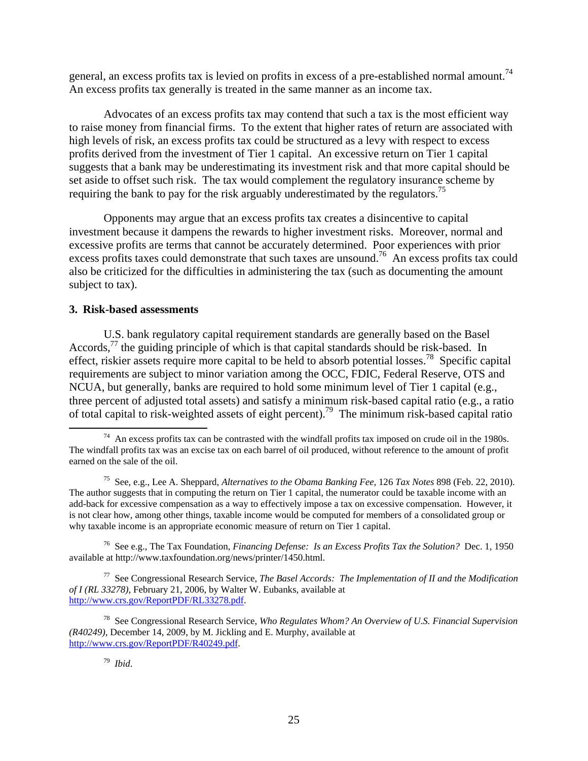general, an excess profits tax is levied on profits in excess of a pre-established normal amount.[74] An excess profits tax generally is treated in the same manner as an income tax.

Advocates of an excess profits tax may contend that such a tax is the most efficient way to raise money from financial firms. To the extent that higher rates of return are associated with high levels of risk, an excess profits tax could be structured as a levy with respect to excess profits derived from the investment of Tier 1 capital. An excessive return on Tier 1 capital suggests that a bank may be underestimating its investment risk and that more capital should be set aside to offset such risk. The tax would complement the regulatory insurance scheme by requiring the bank to pay for the risk arguably underestimated by the regulators.[75]

Opponents may argue that an excess profits tax creates a disincentive to capital investment because it dampens the rewards to higher investment risks. Moreover, normal and excessive profits are terms that cannot be accurately determined. Poor experiences with prior excess profits taxes could demonstrate that such taxes are unsound.[76] An excess profits tax could also be criticized for the difficulties in administering the tax (such as documenting the amount subject to tax).

**3. Risk-based assessments**

U.S. bank regulatory capital requirement standards are generally based on the Basel Accords,[77] the guiding principle of which is that capital standards should be risk-based. In effect, riskier assets require more capital to be held to absorb potential losses.[78] Specific capital requirements are subject to minor variation among the OCC, FDIC, Federal Reserve, OTS and NCUA, but generally, banks are required to hold some minimum level of Tier 1 capital (e.g., three percent of adjusted total assets) and satisfy a minimum risk-based capital ratio (e.g., a ratio of total capital to risk-weighted assets of eight percent).[79] The minimum risk-based capital ratio

---

[74] An excess profits tax can be contrasted with the windfall profits tax imposed on crude oil in the 1980s. The windfall profits tax was an excise tax on each barrel of oil produced, without reference to the amount of profit earned on the sale of the oil.

[75] See, e.g., Lee A. Sheppard, *Alternatives to the Obama Banking Fee,* 126 *Tax Notes* 898 (Feb. 22, 2010). The author suggests that in computing the return on Tier 1 capital, the numerator could be taxable income with an add-back for excessive compensation as a way to effectively impose a tax on excessive compensation. However, it is not clear how, among other things, taxable income would be computed for members of a consolidated group or why taxable income is an appropriate economic measure of return on Tier 1 capital.

[76] See e.g., The Tax Foundation, *Financing Defense: Is an Excess Profits Tax the Solution?* Dec. 1, 1950 available at http://www.taxfoundation.org/news/printer/1450.html.

[77] See Congressional Research Service, *The Basel Accords: The Implementation of II and the Modification of I (RL 33278)*, February 21, 2006, by Walter W. Eubanks, available at http://www.crs.gov/ReportPDF/RL33278.pdf.

[78] See Congressional Research Service, *Who Regulates Whom? An Overview of U.S. Financial Supervision (R40249)*, December 14, 2009, by M. Jickling and E. Murphy, available at http://www.crs.gov/ReportPDF/R40249.pdf.

[79] *Ibid*.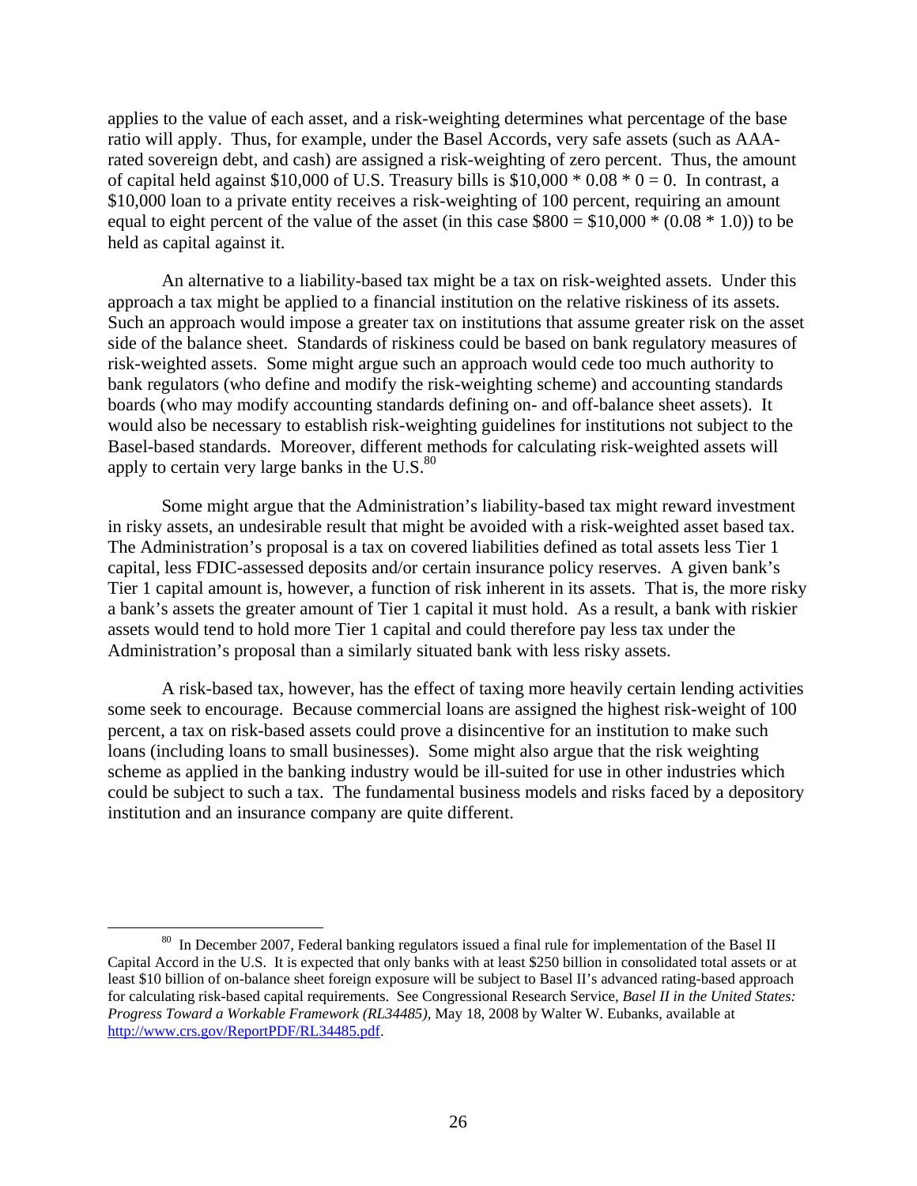applies to the value of each asset, and a risk-weighting determines what percentage of the base ratio will apply. Thus, for example, under the Basel Accords, very safe assets (such as AAA-rated sovereign debt, and cash) are assigned a risk-weighting of zero percent. Thus, the amount of capital held against \$10,000 of U.S. Treasury bills is $\$10,000 * 0.08 * 0 = 0$. In contrast, a \$10,000 loan to a private entity receives a risk-weighting of 100 percent, requiring an amount equal to eight percent of the value of the asset (in this case $\$800 = \$10,000 * (0.08 * 1.0)$) to be held as capital against it.

An alternative to a liability-based tax might be a tax on risk-weighted assets. Under this approach a tax might be applied to a financial institution on the relative riskiness of its assets. Such an approach would impose a greater tax on institutions that assume greater risk on the asset side of the balance sheet. Standards of riskiness could be based on bank regulatory measures of risk-weighted assets. Some might argue such an approach would cede too much authority to bank regulators (who define and modify the risk-weighting scheme) and accounting standards boards (who may modify accounting standards defining on- and off-balance sheet assets). It would also be necessary to establish risk-weighting guidelines for institutions not subject to the Basel-based standards. Moreover, different methods for calculating risk-weighted assets will apply to certain very large banks in the U.S.[80]

Some might argue that the Administration's liability-based tax might reward investment in risky assets, an undesirable result that might be avoided with a risk-weighted asset based tax. The Administration's proposal is a tax on covered liabilities defined as total assets less Tier 1 capital, less FDIC-assessed deposits and/or certain insurance policy reserves. A given bank's Tier 1 capital amount is, however, a function of risk inherent in its assets. That is, the more risky a bank's assets the greater amount of Tier 1 capital it must hold. As a result, a bank with riskier assets would tend to hold more Tier 1 capital and could therefore pay less tax under the Administration's proposal than a similarly situated bank with less risky assets.

A risk-based tax, however, has the effect of taxing more heavily certain lending activities some seek to encourage. Because commercial loans are assigned the highest risk-weight of 100 percent, a tax on risk-based assets could prove a disincentive for an institution to make such loans (including loans to small businesses). Some might also argue that the risk weighting scheme as applied in the banking industry would be ill-suited for use in other industries which could be subject to such a tax. The fundamental business models and risks faced by a depository institution and an insurance company are quite different.

---

[80] In December 2007, Federal banking regulators issued a final rule for implementation of the Basel II Capital Accord in the U.S. It is expected that only banks with at least \$250 billion in consolidated total assets or at least \$10 billion of on-balance sheet foreign exposure will be subject to Basel II's advanced rating-based approach for calculating risk-based capital requirements. See Congressional Research Service, *Basel II in the United States: Progress Toward a Workable Framework (RL34485)*, May 18, 2008 by Walter W. Eubanks, available at http://www.crs.gov/ReportPDF/RL34485.pdf.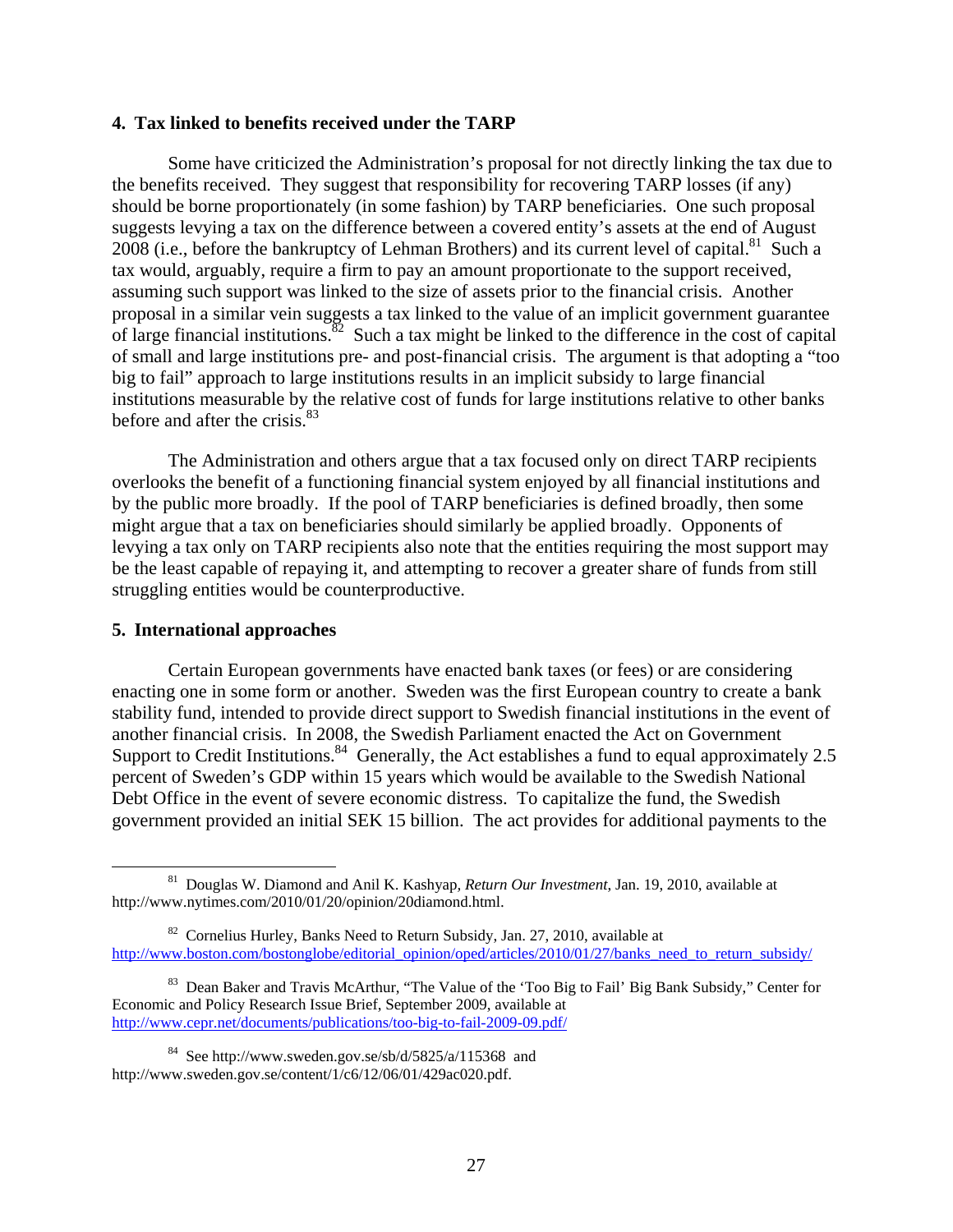**4. Tax linked to benefits received under the TARP**

Some have criticized the Administration's proposal for not directly linking the tax due to the benefits received. They suggest that responsibility for recovering TARP losses (if any) should be borne proportionately (in some fashion) by TARP beneficiaries. One such proposal suggests levying a tax on the difference between a covered entity's assets at the end of August 2008 (i.e., before the bankruptcy of Lehman Brothers) and its current level of capital.[81] Such a tax would, arguably, require a firm to pay an amount proportionate to the support received, assuming such support was linked to the size of assets prior to the financial crisis. Another proposal in a similar vein suggests a tax linked to the value of an implicit government guarantee of large financial institutions.[82] Such a tax might be linked to the difference in the cost of capital of small and large institutions pre- and post-financial crisis. The argument is that adopting a "too big to fail" approach to large institutions results in an implicit subsidy to large financial institutions measurable by the relative cost of funds for large institutions relative to other banks before and after the crisis.[83]

The Administration and others argue that a tax focused only on direct TARP recipients overlooks the benefit of a functioning financial system enjoyed by all financial institutions and by the public more broadly. If the pool of TARP beneficiaries is defined broadly, then some might argue that a tax on beneficiaries should similarly be applied broadly. Opponents of levying a tax only on TARP recipients also note that the entities requiring the most support may be the least capable of repaying it, and attempting to recover a greater share of funds from still struggling entities would be counterproductive.

**5. International approaches**

Certain European governments have enacted bank taxes (or fees) or are considering enacting one in some form or another. Sweden was the first European country to create a bank stability fund, intended to provide direct support to Swedish financial institutions in the event of another financial crisis. In 2008, the Swedish Parliament enacted the Act on Government Support to Credit Institutions.[84] Generally, the Act establishes a fund to equal approximately 2.5 percent of Sweden's GDP within 15 years which would be available to the Swedish National Debt Office in the event of severe economic distress. To capitalize the fund, the Swedish government provided an initial SEK 15 billion. The act provides for additional payments to the

---

[81] Douglas W. Diamond and Anil K. Kashyap, *Return Our Investment*, Jan. 19, 2010, available at http://www.nytimes.com/2010/01/20/opinion/20diamond.html.

[82] Cornelius Hurley, Banks Need to Return Subsidy, Jan. 27, 2010, available at http://www.boston.com/bostonglobe/editorial_opinion/oped/articles/2010/01/27/banks_need_to_return_subsidy/

[83] Dean Baker and Travis McArthur, "The Value of the 'Too Big to Fail' Big Bank Subsidy," Center for Economic and Policy Research Issue Brief, September 2009, available at http://www.cepr.net/documents/publications/too-big-to-fail-2009-09.pdf/

[84] See http://www.sweden.gov.se/sb/d/5825/a/115368 and http://www.sweden.gov.se/content/1/c6/12/06/01/429ac020.pdf.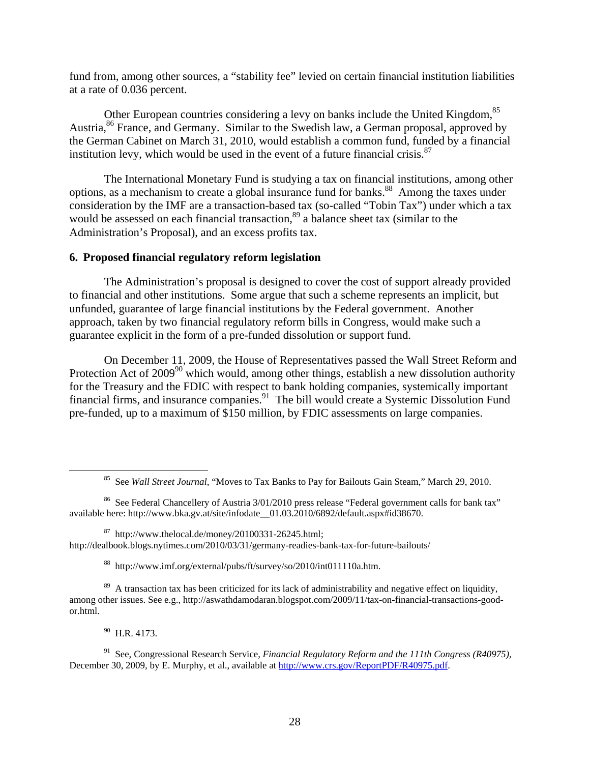fund from, among other sources, a "stability fee" levied on certain financial institution liabilities at a rate of 0.036 percent.

Other European countries considering a levy on banks include the United Kingdom,[85] Austria,[86] France, and Germany. Similar to the Swedish law, a German proposal, approved by the German Cabinet on March 31, 2010, would establish a common fund, funded by a financial institution levy, which would be used in the event of a future financial crisis.[87]

The International Monetary Fund is studying a tax on financial institutions, among other options, as a mechanism to create a global insurance fund for banks.[88] Among the taxes under consideration by the IMF are a transaction-based tax (so-called "Tobin Tax") under which a tax would be assessed on each financial transaction,[89] a balance sheet tax (similar to the Administration's Proposal), and an excess profits tax.

### 6. Proposed financial regulatory reform legislation

The Administration's proposal is designed to cover the cost of support already provided to financial and other institutions. Some argue that such a scheme represents an implicit, but unfunded, guarantee of large financial institutions by the Federal government. Another approach, taken by two financial regulatory reform bills in Congress, would make such a guarantee explicit in the form of a pre-funded dissolution or support fund.

On December 11, 2009, the House of Representatives passed the Wall Street Reform and Protection Act of 2009[90] which would, among other things, establish a new dissolution authority for the Treasury and the FDIC with respect to bank holding companies, systemically important financial firms, and insurance companies.[91] The bill would create a Systemic Dissolution Fund pre-funded, up to a maximum of $150 million, by FDIC assessments on large companies.

---

[85] See *Wall Street Journal*, "Moves to Tax Banks to Pay for Bailouts Gain Steam," March 29, 2010.

[86] See Federal Chancellery of Austria 3/01/2010 press release "Federal government calls for bank tax" available here: http://www.bka.gv.at/site/infodate__01.03.2010/6892/default.aspx#id38670.

[87] http://www.thelocal.de/money/20100331-26245.html; http://dealbook.blogs.nytimes.com/2010/03/31/germany-readies-bank-tax-for-future-bailouts/

[88] http://www.imf.org/external/pubs/ft/survey/so/2010/int011110a.htm.

[89] A transaction tax has been criticized for its lack of administrability and negative effect on liquidity, among other issues. See e.g., http://aswathdamodaran.blogspot.com/2009/11/tax-on-financial-transactions-good-or.html.

[90] H.R. 4173.

[91] See, Congressional Research Service, *Financial Regulatory Reform and the 111th Congress (R40975)*, December 30, 2009, by E. Murphy, et al., available at http://www.crs.gov/ReportPDF/R40975.pdf.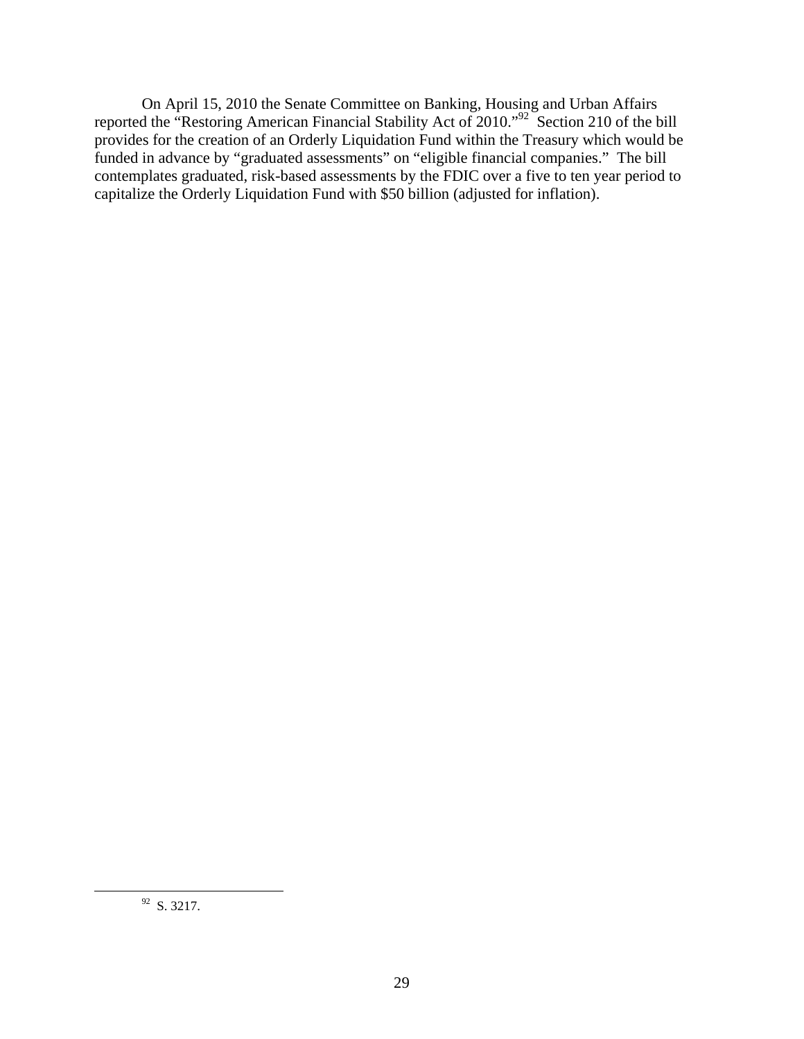On April 15, 2010 the Senate Committee on Banking, Housing and Urban Affairs reported the "Restoring American Financial Stability Act of 2010."[92] Section 210 of the bill provides for the creation of an Orderly Liquidation Fund within the Treasury which would be funded in advance by "graduated assessments" on "eligible financial companies." The bill contemplates graduated, risk-based assessments by the FDIC over a five to ten year period to capitalize the Orderly Liquidation Fund with $50 billion (adjusted for inflation).

---

[92] S. 3217.